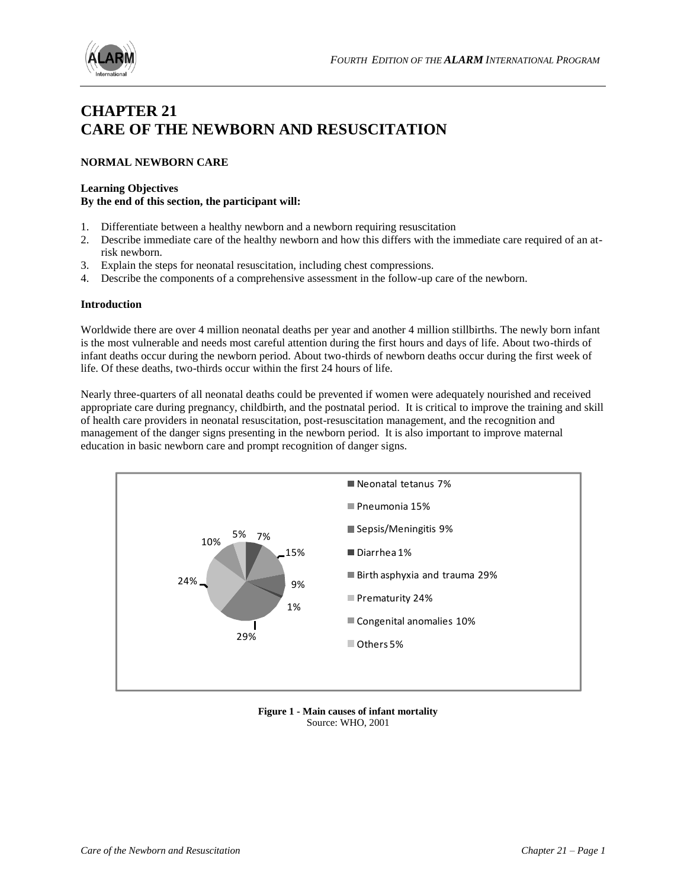# CHAPTER 21
# CARE OF THE NEWBORN AND RESUSCITATION

## NORMAL NEWBORN CARE

**Learning Objectives**
**By the end of this section, the participant will:**

1. Differentiate between a healthy newborn and a newborn requiring resuscitation
2. Describe immediate care of the healthy newborn and how this differs with the immediate care required of an at-risk newborn.
3. Explain the steps for neonatal resuscitation, including chest compressions.
4. Describe the components of a comprehensive assessment in the follow-up care of the newborn.

### Introduction

Worldwide there are over 4 million neonatal deaths per year and another 4 million stillbirths. The newly born infant is the most vulnerable and needs most careful attention during the first hours and days of life. About two-thirds of infant deaths occur during the newborn period. About two-thirds of newborn deaths occur during the first week of life. Of these deaths, two-thirds occur within the first 24 hours of life.

Nearly three-quarters of all neonatal deaths could be prevented if women were adequately nourished and received appropriate care during pregnancy, childbirth, and the postnatal period. It is critical to improve the training and skill of health care providers in neonatal resuscitation, post-resuscitation management, and the recognition and management of the danger signs presenting in the newborn period. It is also important to improve maternal education in basic newborn care and prompt recognition of danger signs.

| Cause | Percentage |
|---|---|
| Neonatal tetanus | 7% |
| Pneumonia | 15% |
| Sepsis/Meningitis | 9% |
| Diarrhea | 1% |
| Birth asphyxia and trauma | 29% |
| Prematurity | 24% |
| Congenital anomalies | 10% |
| Others | 5% |

**Figure 1 - Main causes of infant mortality**
Source: WHO, 2001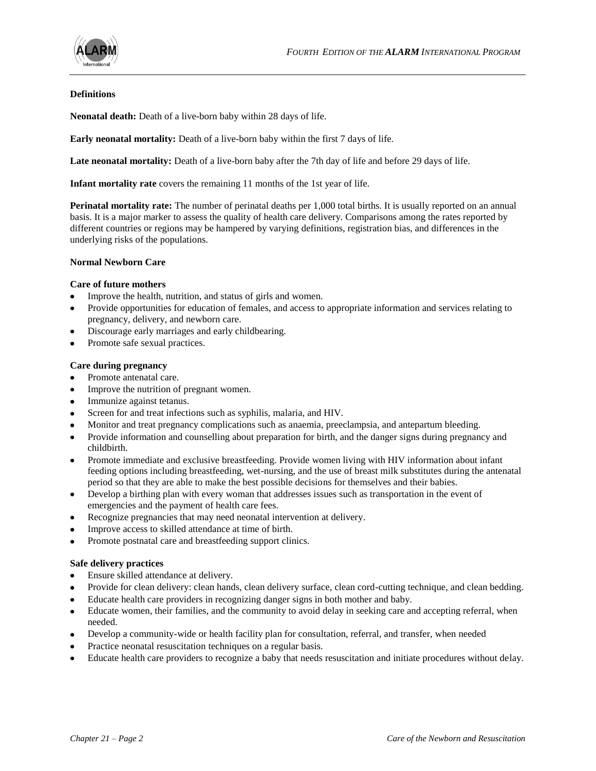### Definitions

**Neonatal death:** Death of a live-born baby within 28 days of life.

**Early neonatal mortality:** Death of a live-born baby within the first 7 days of life.

**Late neonatal mortality:** Death of a live-born baby after the 7th day of life and before 29 days of life.

**Infant mortality rate** covers the remaining 11 months of the 1st year of life.

**Perinatal mortality rate:** The number of perinatal deaths per 1,000 total births. It is usually reported on an annual basis. It is a major marker to assess the quality of health care delivery. Comparisons among the rates reported by different countries or regions may be hampered by varying definitions, registration bias, and differences in the underlying risks of the populations.

### Normal Newborn Care

#### Care of future mothers

- Improve the health, nutrition, and status of girls and women.
- Provide opportunities for education of females, and access to appropriate information and services relating to pregnancy, delivery, and newborn care.
- Discourage early marriages and early childbearing.
- Promote safe sexual practices.

#### Care during pregnancy

- Promote antenatal care.
- Improve the nutrition of pregnant women.
- Immunize against tetanus.
- Screen for and treat infections such as syphilis, malaria, and HIV.
- Monitor and treat pregnancy complications such as anaemia, preeclampsia, and antepartum bleeding.
- Provide information and counselling about preparation for birth, and the danger signs during pregnancy and childbirth.
- Promote immediate and exclusive breastfeeding. Provide women living with HIV information about infant feeding options including breastfeeding, wet-nursing, and the use of breast milk substitutes during the antenatal period so that they are able to make the best possible decisions for themselves and their babies.
- Develop a birthing plan with every woman that addresses issues such as transportation in the event of emergencies and the payment of health care fees.
- Recognize pregnancies that may need neonatal intervention at delivery.
- Improve access to skilled attendance at time of birth.
- Promote postnatal care and breastfeeding support clinics.

#### Safe delivery practices

- Ensure skilled attendance at delivery.
- Provide for clean delivery: clean hands, clean delivery surface, clean cord-cutting technique, and clean bedding.
- Educate health care providers in recognizing danger signs in both mother and baby.
- Educate women, their families, and the community to avoid delay in seeking care and accepting referral, when needed.
- Develop a community-wide or health facility plan for consultation, referral, and transfer, when needed
- Practice neonatal resuscitation techniques on a regular basis.
- Educate health care providers to recognize a baby that needs resuscitation and initiate procedures without delay.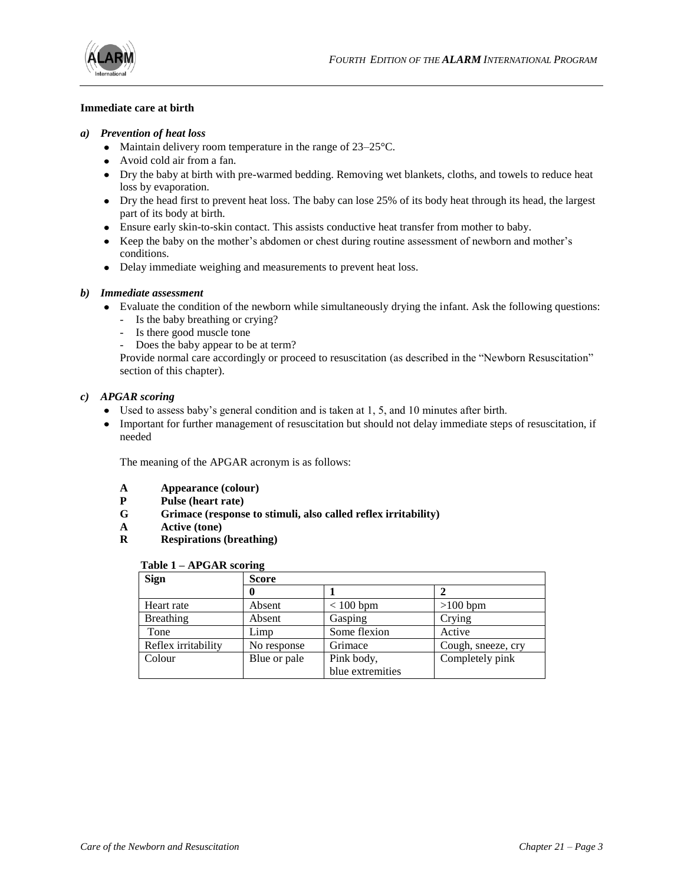### Immediate care at birth

***a) Prevention of heat loss***

- Maintain delivery room temperature in the range of 23–25°C.
- Avoid cold air from a fan.
- Dry the baby at birth with pre-warmed bedding. Removing wet blankets, cloths, and towels to reduce heat loss by evaporation.
- Dry the head first to prevent heat loss. The baby can lose 25% of its body heat through its head, the largest part of its body at birth.
- Ensure early skin-to-skin contact. This assists conductive heat transfer from mother to baby.
- Keep the baby on the mother's abdomen or chest during routine assessment of newborn and mother's conditions.
- Delay immediate weighing and measurements to prevent heat loss.

***b) Immediate assessment***

- Evaluate the condition of the newborn while simultaneously drying the infant. Ask the following questions:
  - Is the baby breathing or crying?
  - Is there good muscle tone
  - Does the baby appear to be at term?

  Provide normal care accordingly or proceed to resuscitation (as described in the "Newborn Resuscitation" section of this chapter).

***c) APGAR scoring***

- Used to assess baby's general condition and is taken at 1, 5, and 10 minutes after birth.
- Important for further management of resuscitation but should not delay immediate steps of resuscitation, if needed

The meaning of the APGAR acronym is as follows:

**A** **Appearance (colour)**
**P** **Pulse (heart rate)**
**G** **Grimace (response to stimuli, also called reflex irritability)**
**A** **Active (tone)**
**R** **Respirations (breathing)**

**Table 1 – APGAR scoring**

| Sign | Score | | |
|---|---|---|---|
| | **0** | **1** | **2** |
| Heart rate | Absent | < 100 bpm | >100 bpm |
| Breathing | Absent | Gasping | Crying |
| Tone | Limp | Some flexion | Active |
| Reflex irritability | No response | Grimace | Cough, sneeze, cry |
| Colour | Blue or pale | Pink body, blue extremities | Completely pink |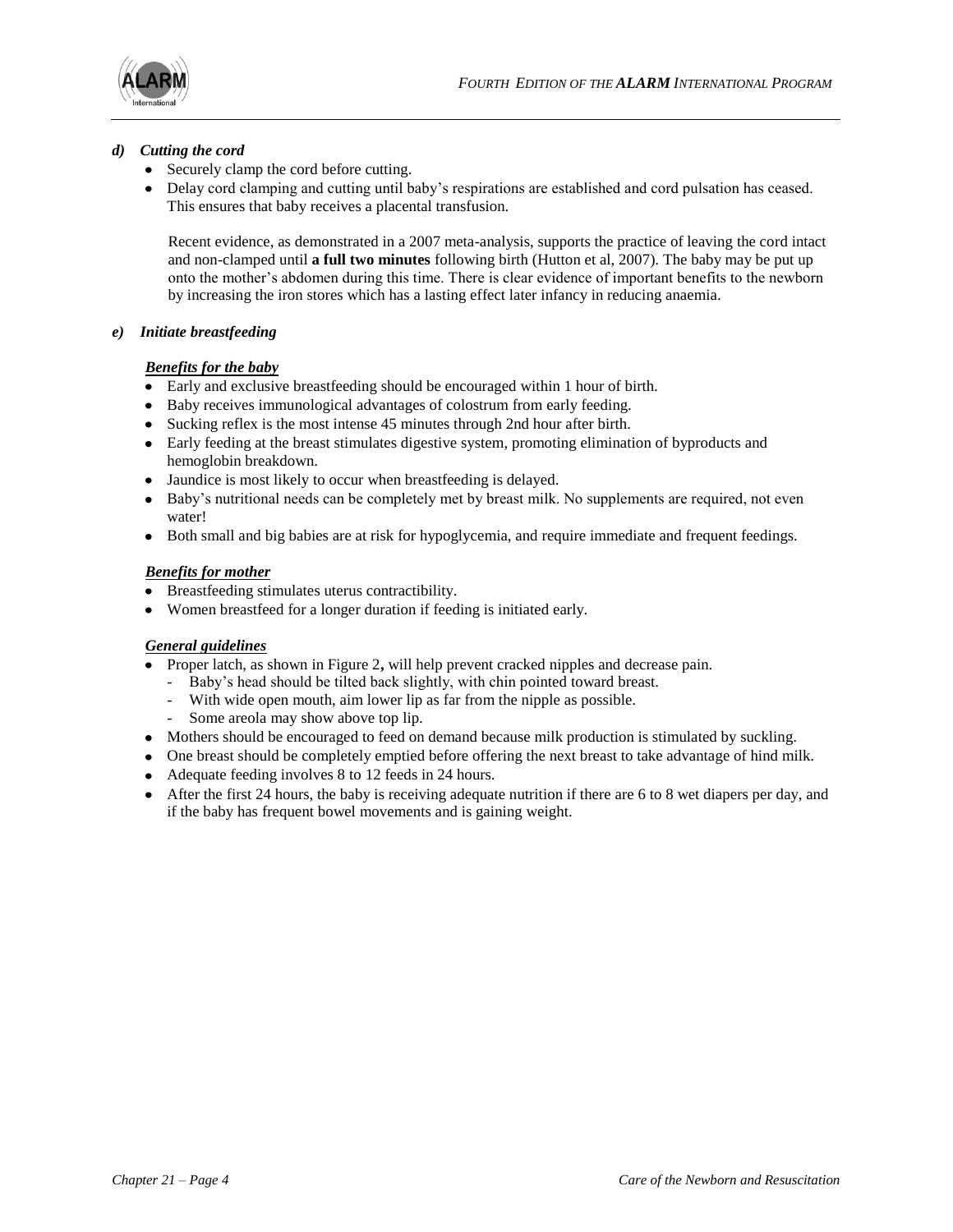### *d) Cutting the cord*

- Securely clamp the cord before cutting.
- Delay cord clamping and cutting until baby's respirations are established and cord pulsation has ceased. This ensures that baby receives a placental transfusion.

  Recent evidence, as demonstrated in a 2007 meta-analysis, supports the practice of leaving the cord intact and non-clamped until **a full two minutes** following birth (Hutton et al, 2007). The baby may be put up onto the mother's abdomen during this time. There is clear evidence of important benefits to the newborn by increasing the iron stores which has a lasting effect later infancy in reducing anaemia.

### *e) Initiate breastfeeding*

#### ***Benefits for the baby***

- Early and exclusive breastfeeding should be encouraged within 1 hour of birth.
- Baby receives immunological advantages of colostrum from early feeding.
- Sucking reflex is the most intense 45 minutes through 2nd hour after birth.
- Early feeding at the breast stimulates digestive system, promoting elimination of byproducts and hemoglobin breakdown.
- Jaundice is most likely to occur when breastfeeding is delayed.
- Baby's nutritional needs can be completely met by breast milk. No supplements are required, not even water!
- Both small and big babies are at risk for hypoglycemia, and require immediate and frequent feedings.

#### ***Benefits for mother***

- Breastfeeding stimulates uterus contractibility.
- Women breastfeed for a longer duration if feeding is initiated early.

#### ***General guidelines***

- Proper latch, as shown in Figure 2**,** will help prevent cracked nipples and decrease pain.
  - Baby's head should be tilted back slightly, with chin pointed toward breast.
  - With wide open mouth, aim lower lip as far from the nipple as possible.
  - Some areola may show above top lip.
- Mothers should be encouraged to feed on demand because milk production is stimulated by suckling.
- One breast should be completely emptied before offering the next breast to take advantage of hind milk.
- Adequate feeding involves 8 to 12 feeds in 24 hours.
- After the first 24 hours, the baby is receiving adequate nutrition if there are 6 to 8 wet diapers per day, and if the baby has frequent bowel movements and is gaining weight.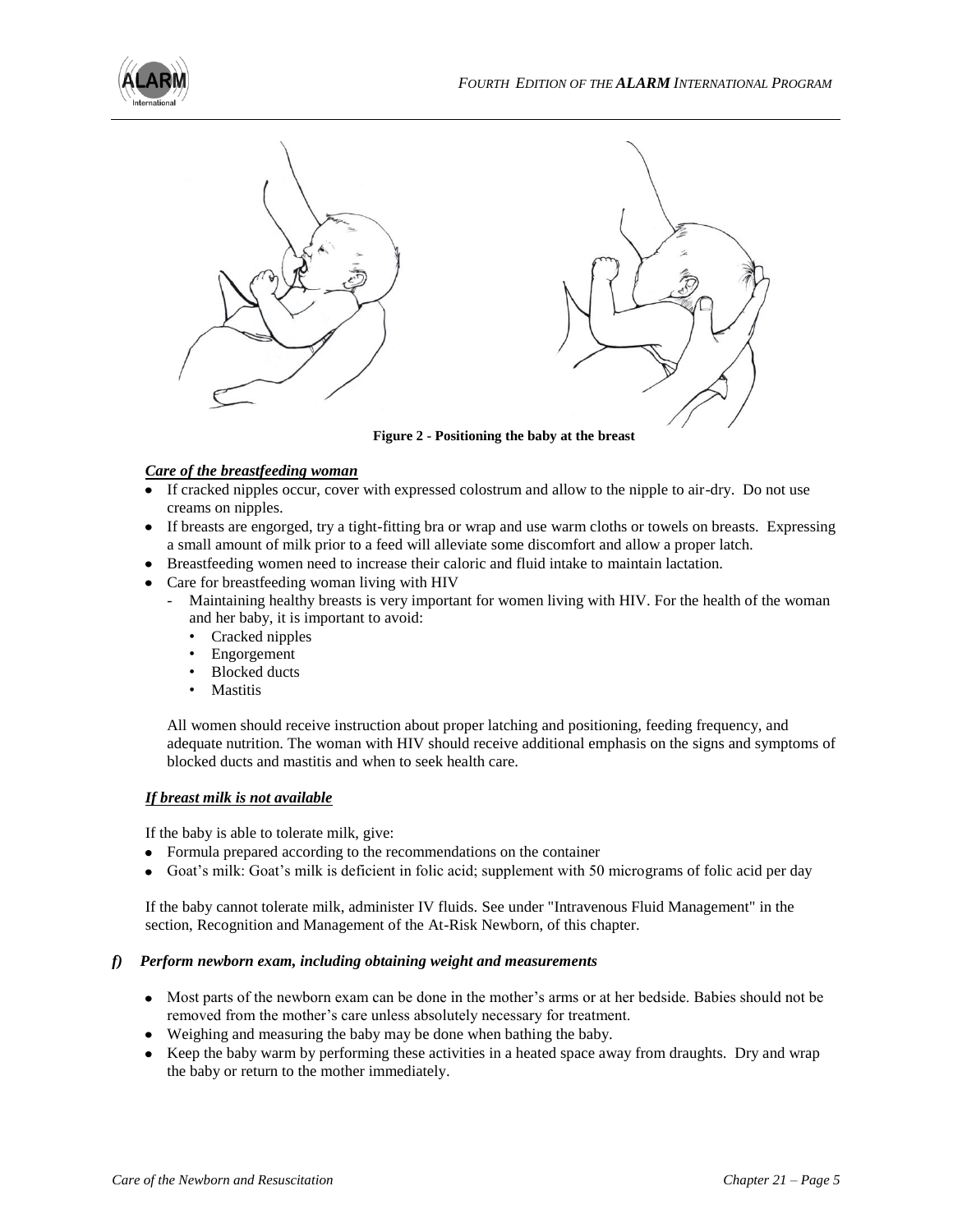Figure 2 - Positioning the baby at the breast

***Care of the breastfeeding woman***

- If cracked nipples occur, cover with expressed colostrum and allow to the nipple to air-dry. Do not use creams on nipples.
- If breasts are engorged, try a tight-fitting bra or wrap and use warm cloths or towels on breasts. Expressing a small amount of milk prior to a feed will alleviate some discomfort and allow a proper latch.
- Breastfeeding women need to increase their caloric and fluid intake to maintain lactation.
- Care for breastfeeding woman living with HIV
  - Maintaining healthy breasts is very important for women living with HIV. For the health of the woman and her baby, it is important to avoid:
    - Cracked nipples
    - Engorgement
    - Blocked ducts
    - Mastitis

All women should receive instruction about proper latching and positioning, feeding frequency, and adequate nutrition. The woman with HIV should receive additional emphasis on the signs and symptoms of blocked ducts and mastitis and when to seek health care.

***If breast milk is not available***

If the baby is able to tolerate milk, give:

- Formula prepared according to the recommendations on the container
- Goat's milk: Goat's milk is deficient in folic acid; supplement with 50 micrograms of folic acid per day

If the baby cannot tolerate milk, administer IV fluids. See under "Intravenous Fluid Management" in the section, Recognition and Management of the At-Risk Newborn, of this chapter.

### *f) Perform newborn exam, including obtaining weight and measurements*

- Most parts of the newborn exam can be done in the mother's arms or at her bedside. Babies should not be removed from the mother's care unless absolutely necessary for treatment.
- Weighing and measuring the baby may be done when bathing the baby.
- Keep the baby warm by performing these activities in a heated space away from draughts. Dry and wrap the baby or return to the mother immediately.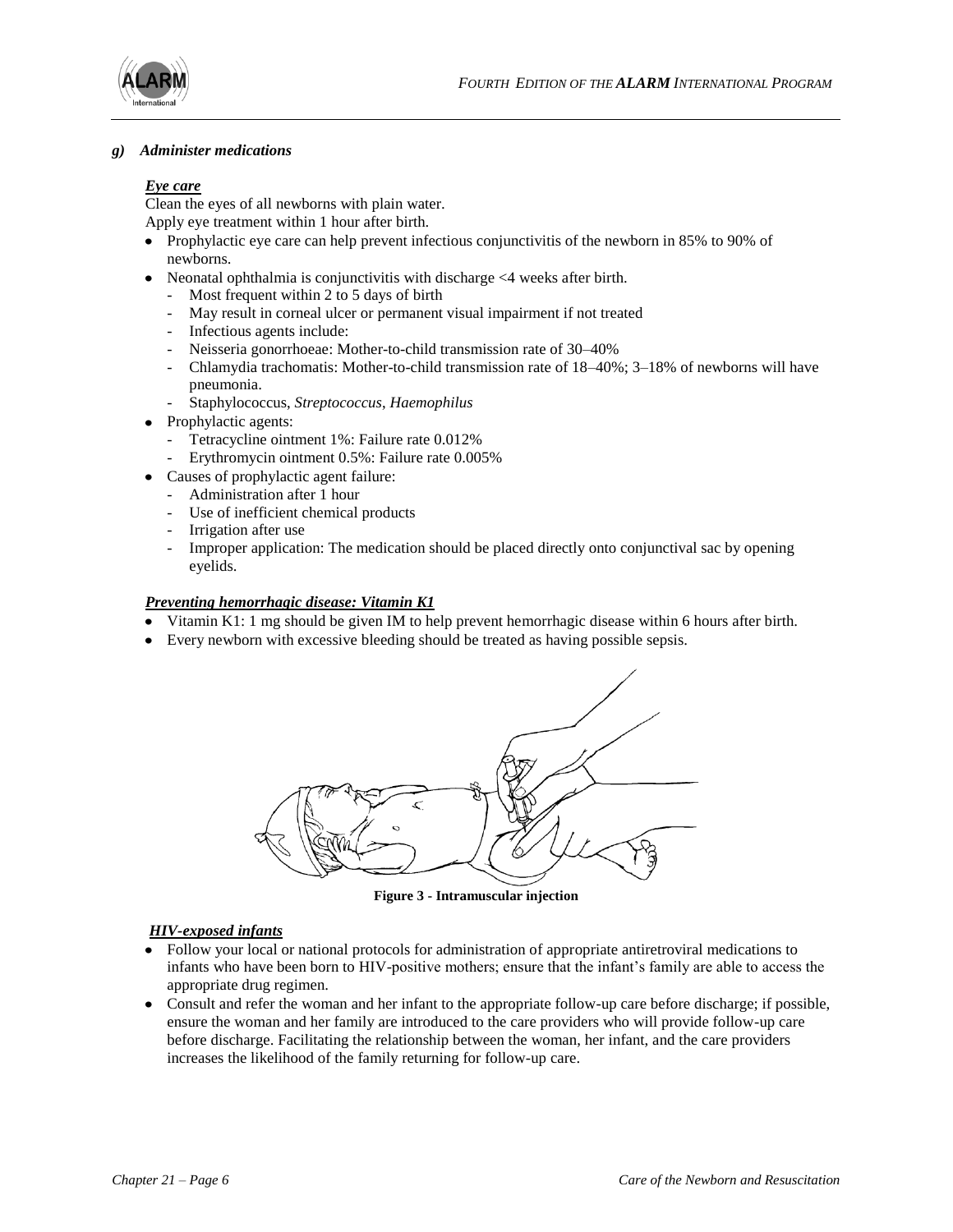### *g) Administer medications*

***Eye care***

Clean the eyes of all newborns with plain water.
Apply eye treatment within 1 hour after birth.

- Prophylactic eye care can help prevent infectious conjunctivitis of the newborn in 85% to 90% of newborns.
- Neonatal ophthalmia is conjunctivitis with discharge <4 weeks after birth.
  - Most frequent within 2 to 5 days of birth
  - May result in corneal ulcer or permanent visual impairment if not treated
  - Infectious agents include:
  - Neisseria gonorrhoeae: Mother-to-child transmission rate of 30–40%
  - Chlamydia trachomatis: Mother-to-child transmission rate of 18–40%; 3–18% of newborns will have pneumonia.
  - Staphylococcus, *Streptococcus*, *Haemophilus*
- Prophylactic agents:
  - Tetracycline ointment 1%: Failure rate 0.012%
  - Erythromycin ointment 0.5%: Failure rate 0.005%
- Causes of prophylactic agent failure:
  - Administration after 1 hour
  - Use of inefficient chemical products
  - Irrigation after use
  - Improper application: The medication should be placed directly onto conjunctival sac by opening eyelids.

***Preventing hemorrhagic disease: Vitamin K1***

- Vitamin K1: 1 mg should be given IM to help prevent hemorrhagic disease within 6 hours after birth.
- Every newborn with excessive bleeding should be treated as having possible sepsis.

**Figure 3 - Intramuscular injection**

***HIV-exposed infants***

- Follow your local or national protocols for administration of appropriate antiretroviral medications to infants who have been born to HIV-positive mothers; ensure that the infant's family are able to access the appropriate drug regimen.
- Consult and refer the woman and her infant to the appropriate follow-up care before discharge; if possible, ensure the woman and her family are introduced to the care providers who will provide follow-up care before discharge. Facilitating the relationship between the woman, her infant, and the care providers increases the likelihood of the family returning for follow-up care.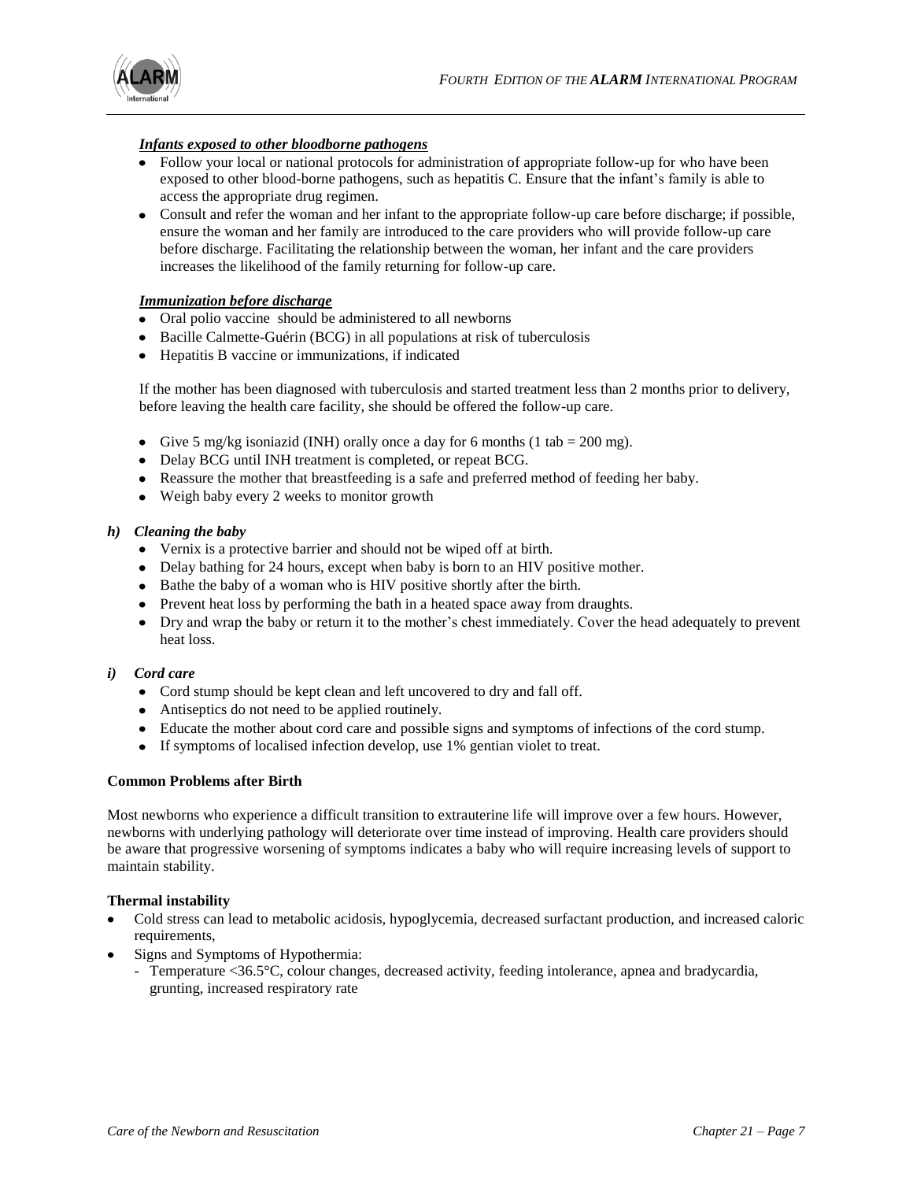***Infants exposed to other bloodborne pathogens***

- Follow your local or national protocols for administration of appropriate follow-up for who have been exposed to other blood-borne pathogens, such as hepatitis C. Ensure that the infant's family is able to access the appropriate drug regimen.
- Consult and refer the woman and her infant to the appropriate follow-up care before discharge; if possible, ensure the woman and her family are introduced to the care providers who will provide follow-up care before discharge. Facilitating the relationship between the woman, her infant and the care providers increases the likelihood of the family returning for follow-up care.

***Immunization before discharge***

- Oral polio vaccine should be administered to all newborns
- Bacille Calmette-Guérin (BCG) in all populations at risk of tuberculosis
- Hepatitis B vaccine or immunizations, if indicated

If the mother has been diagnosed with tuberculosis and started treatment less than 2 months prior to delivery, before leaving the health care facility, she should be offered the follow-up care.

- Give 5 mg/kg isoniazid (INH) orally once a day for 6 months (1 tab = 200 mg).
- Delay BCG until INH treatment is completed, or repeat BCG.
- Reassure the mother that breastfeeding is a safe and preferred method of feeding her baby.
- Weigh baby every 2 weeks to monitor growth

### *h) Cleaning the baby*

- Vernix is a protective barrier and should not be wiped off at birth.
- Delay bathing for 24 hours, except when baby is born to an HIV positive mother.
- Bathe the baby of a woman who is HIV positive shortly after the birth.
- Prevent heat loss by performing the bath in a heated space away from draughts.
- Dry and wrap the baby or return it to the mother's chest immediately. Cover the head adequately to prevent heat loss.

### *i) Cord care*

- Cord stump should be kept clean and left uncovered to dry and fall off.
- Antiseptics do not need to be applied routinely.
- Educate the mother about cord care and possible signs and symptoms of infections of the cord stump.
- If symptoms of localised infection develop, use 1% gentian violet to treat.

## Common Problems after Birth

Most newborns who experience a difficult transition to extrauterine life will improve over a few hours. However, newborns with underlying pathology will deteriorate over time instead of improving. Health care providers should be aware that progressive worsening of symptoms indicates a baby who will require increasing levels of support to maintain stability.

### Thermal instability

- Cold stress can lead to metabolic acidosis, hypoglycemia, decreased surfactant production, and increased caloric requirements,
- Signs and Symptoms of Hypothermia:
  - Temperature <36.5°C, colour changes, decreased activity, feeding intolerance, apnea and bradycardia, grunting, increased respiratory rate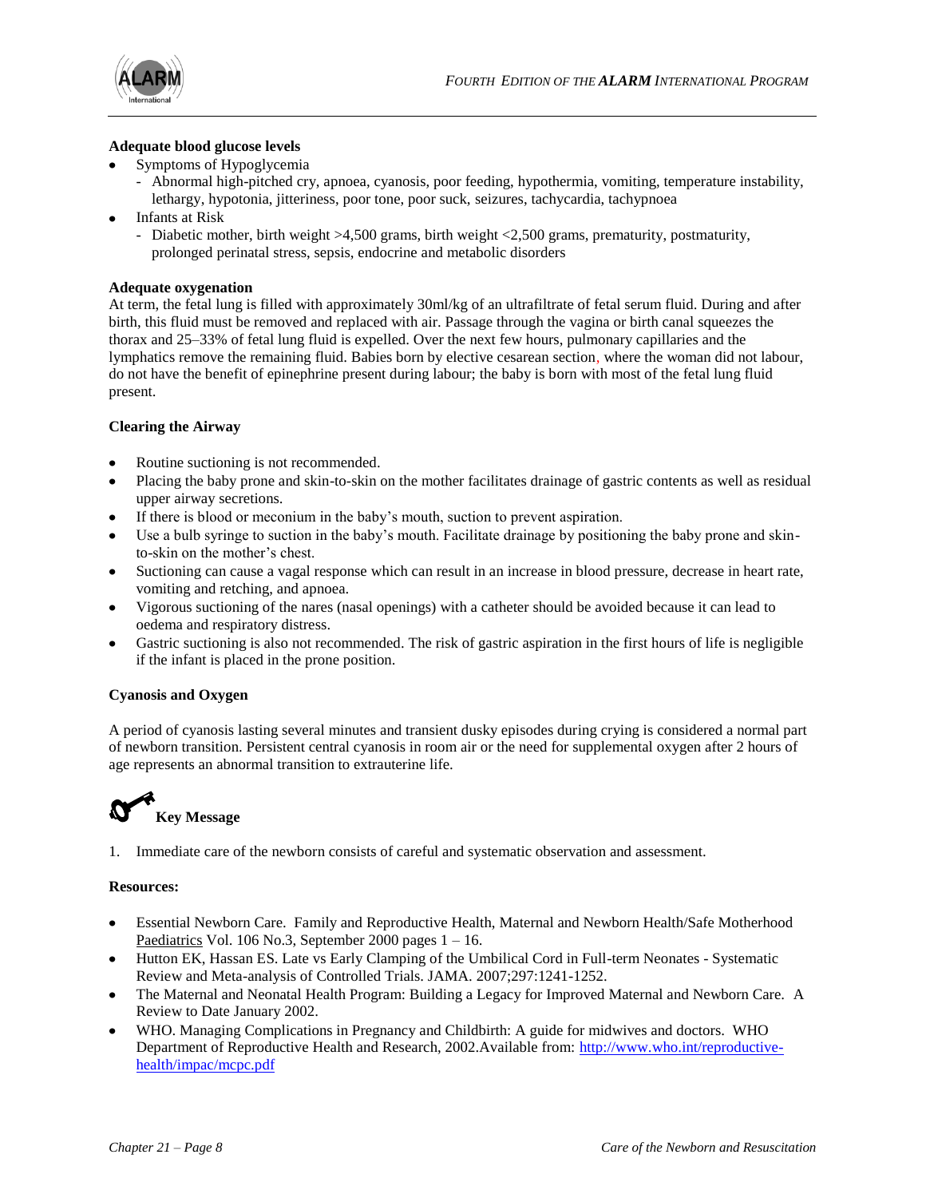**Adequate blood glucose levels**

- Symptoms of Hypoglycemia
  - Abnormal high-pitched cry, apnoea, cyanosis, poor feeding, hypothermia, vomiting, temperature instability, lethargy, hypotonia, jitteriness, poor tone, poor suck, seizures, tachycardia, tachypnoea
- Infants at Risk
  - Diabetic mother, birth weight >4,500 grams, birth weight <2,500 grams, prematurity, postmaturity, prolonged perinatal stress, sepsis, endocrine and metabolic disorders

**Adequate oxygenation**

At term, the fetal lung is filled with approximately 30ml/kg of an ultrafiltrate of fetal serum fluid. During and after birth, this fluid must be removed and replaced with air. Passage through the vagina or birth canal squeezes the thorax and 25–33% of fetal lung fluid is expelled. Over the next few hours, pulmonary capillaries and the lymphatics remove the remaining fluid. Babies born by elective cesarean section, where the woman did not labour, do not have the benefit of epinephrine present during labour; the baby is born with most of the fetal lung fluid present.

**Clearing the Airway**

- Routine suctioning is not recommended.
- Placing the baby prone and skin-to-skin on the mother facilitates drainage of gastric contents as well as residual upper airway secretions.
- If there is blood or meconium in the baby's mouth, suction to prevent aspiration.
- Use a bulb syringe to suction in the baby's mouth. Facilitate drainage by positioning the baby prone and skin-to-skin on the mother's chest.
- Suctioning can cause a vagal response which can result in an increase in blood pressure, decrease in heart rate, vomiting and retching, and apnoea.
- Vigorous suctioning of the nares (nasal openings) with a catheter should be avoided because it can lead to oedema and respiratory distress.
- Gastric suctioning is also not recommended. The risk of gastric aspiration in the first hours of life is negligible if the infant is placed in the prone position.

**Cyanosis and Oxygen**

A period of cyanosis lasting several minutes and transient dusky episodes during crying is considered a normal part of newborn transition. Persistent central cyanosis in room air or the need for supplemental oxygen after 2 hours of age represents an abnormal transition to extrauterine life.

**Key Message**

1. Immediate care of the newborn consists of careful and systematic observation and assessment.

**Resources:**

- Essential Newborn Care. Family and Reproductive Health, Maternal and Newborn Health/Safe Motherhood Paediatrics Vol. 106 No.3, September 2000 pages 1 – 16.
- Hutton EK, Hassan ES. Late vs Early Clamping of the Umbilical Cord in Full-term Neonates - Systematic Review and Meta-analysis of Controlled Trials. JAMA. 2007;297:1241-1252.
- The Maternal and Neonatal Health Program: Building a Legacy for Improved Maternal and Newborn Care. A Review to Date January 2002.
- WHO. Managing Complications in Pregnancy and Childbirth: A guide for midwives and doctors. WHO Department of Reproductive Health and Research, 2002.Available from: http://www.who.int/reproductive-health/impac/mcpc.pdf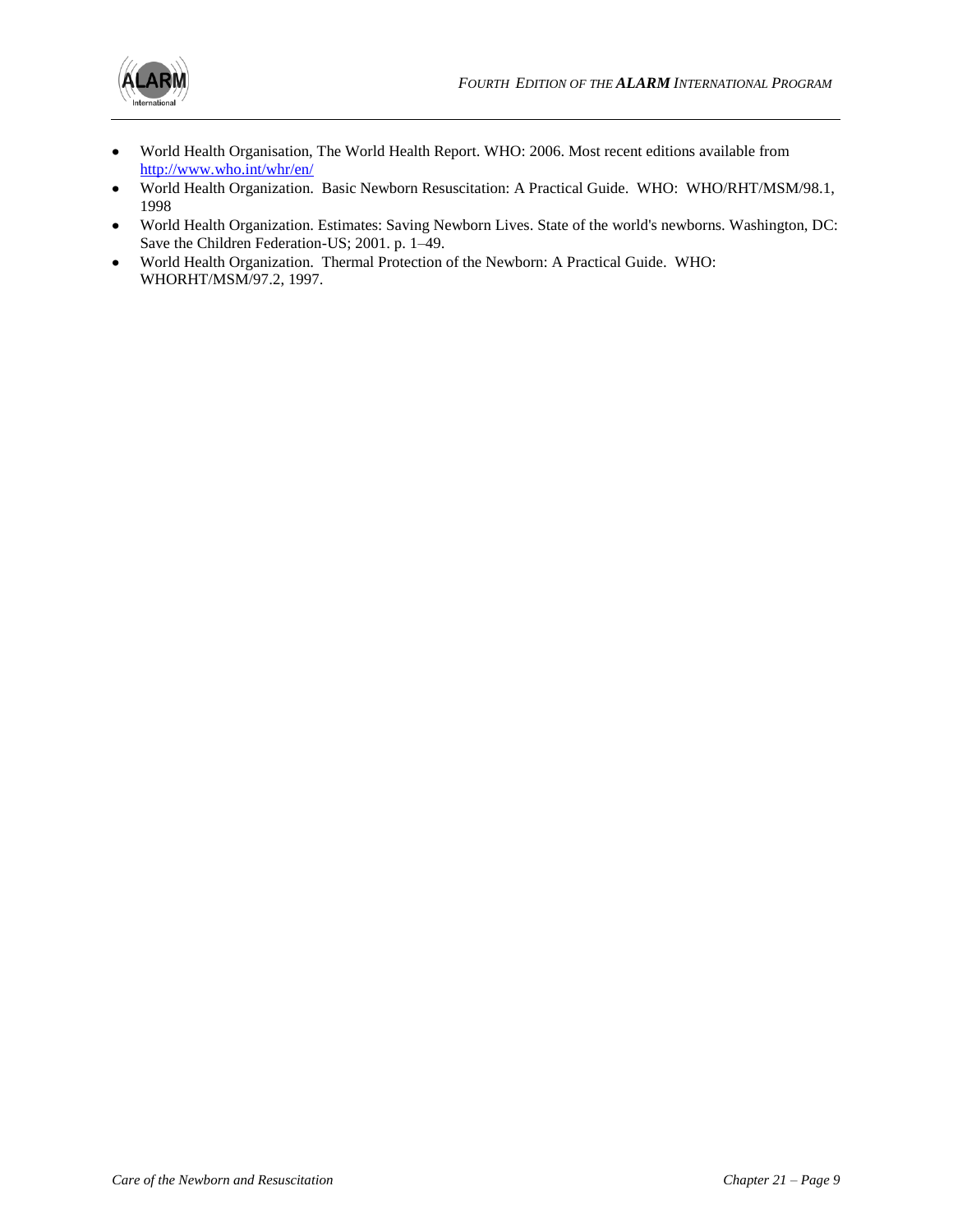- World Health Organisation, The World Health Report. WHO: 2006. Most recent editions available from http://www.who.int/whr/en/
- World Health Organization. Basic Newborn Resuscitation: A Practical Guide. WHO: WHO/RHT/MSM/98.1, 1998
- World Health Organization. Estimates: Saving Newborn Lives. State of the world's newborns. Washington, DC: Save the Children Federation-US; 2001. p. 1–49.
- World Health Organization. Thermal Protection of the Newborn: A Practical Guide. WHO: WHORHT/MSM/97.2, 1997.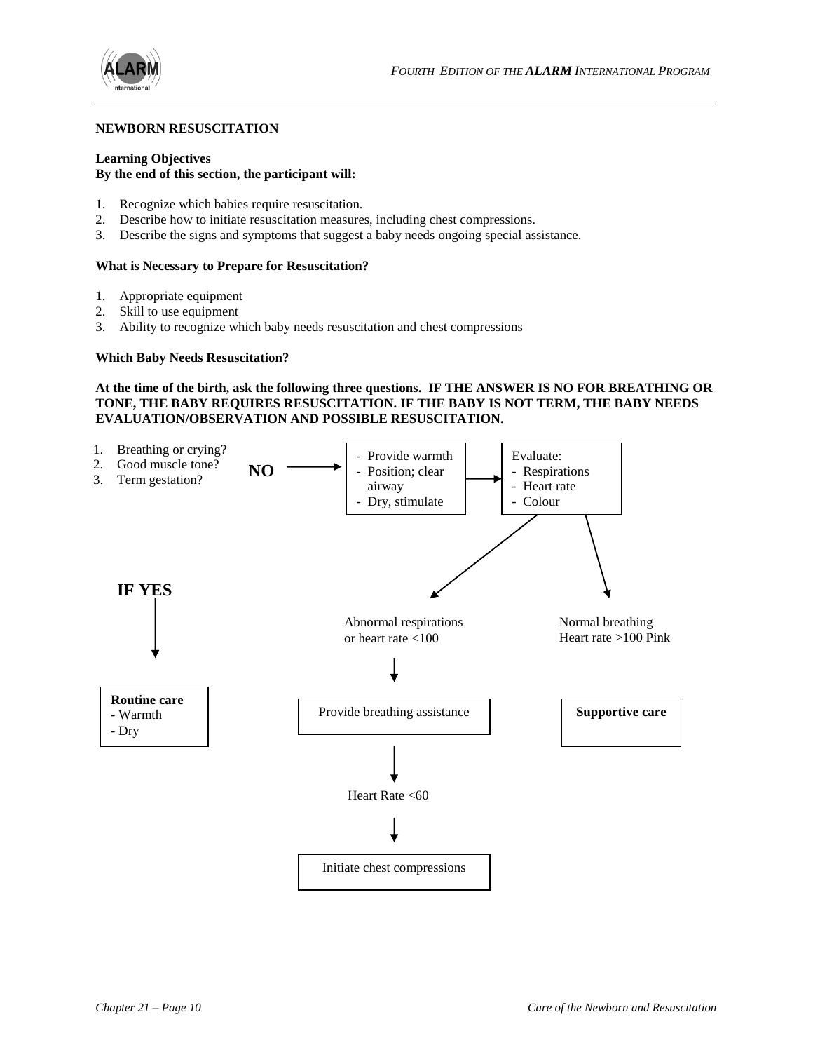## NEWBORN RESUSCITATION

**Learning Objectives**
**By the end of this section, the participant will:**

1. Recognize which babies require resuscitation.
2. Describe how to initiate resuscitation measures, including chest compressions.
3. Describe the signs and symptoms that suggest a baby needs ongoing special assistance.

**What is Necessary to Prepare for Resuscitation?**

1. Appropriate equipment
2. Skill to use equipment
3. Ability to recognize which baby needs resuscitation and chest compressions

**Which Baby Needs Resuscitation?**

**At the time of the birth, ask the following three questions. IF THE ANSWER IS NO FOR BREATHING OR TONE, THE BABY REQUIRES RESUSCITATION. IF THE BABY IS NOT TERM, THE BABY NEEDS EVALUATION/OBSERVATION AND POSSIBLE RESUSCITATION.**

1. Breathing or crying?
2. Good muscle tone?
3. Term gestation?

**NO** →

- Provide warmth
- Position; clear airway
- Dry, stimulate

→ Evaluate:
- Respirations
- Heart rate
- Colour

→ Abnormal respirations or heart rate <100 → Provide breathing assistance → Heart Rate <60 → Initiate chest compressions

→ Normal breathing Heart rate >100 Pink → **Supportive care**

**IF YES** →

**Routine care**
- Warmth
- Dry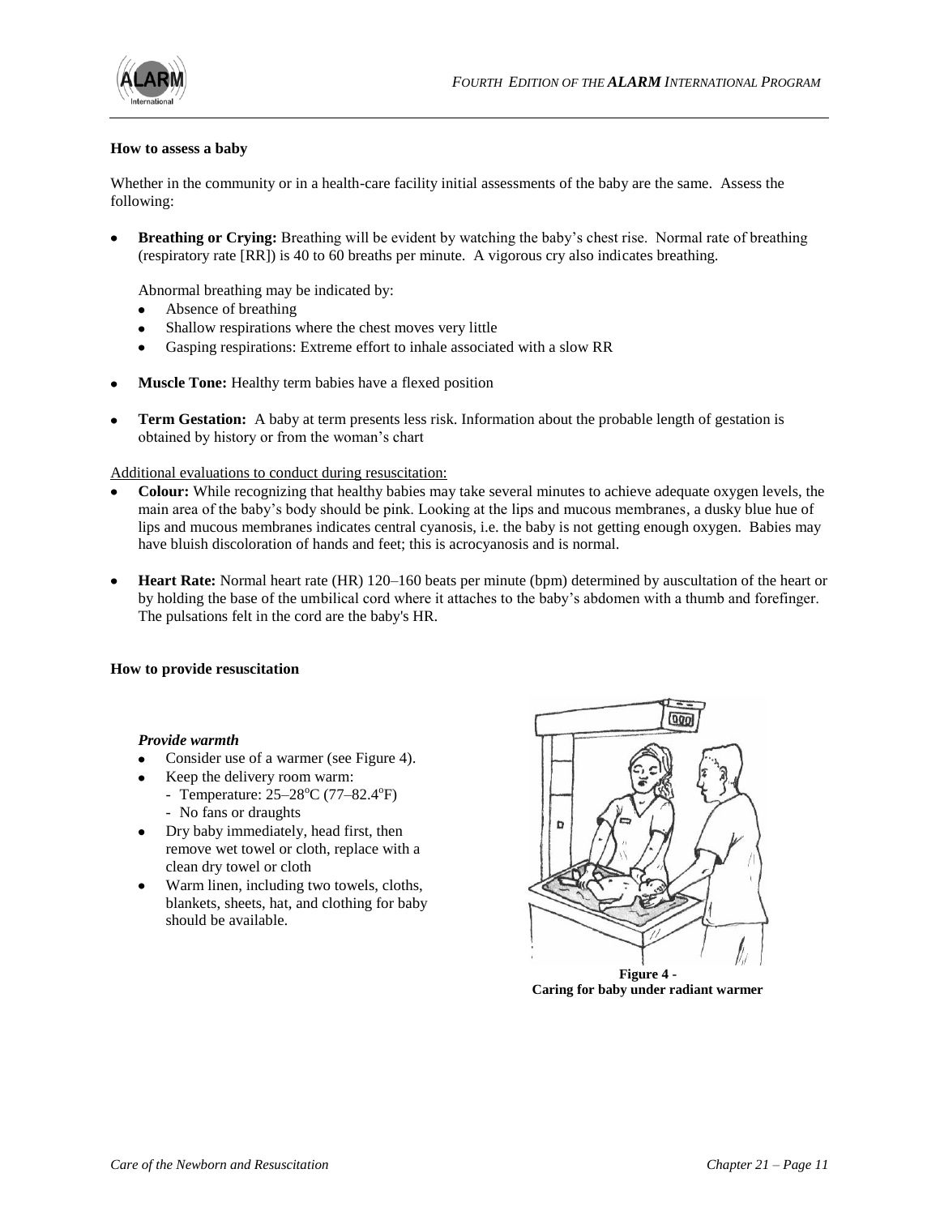### How to assess a baby

Whether in the community or in a health-care facility initial assessments of the baby are the same. Assess the following:

- **Breathing or Crying:** Breathing will be evident by watching the baby's chest rise. Normal rate of breathing (respiratory rate [RR]) is 40 to 60 breaths per minute. A vigorous cry also indicates breathing.

  Abnormal breathing may be indicated by:
  - Absence of breathing
  - Shallow respirations where the chest moves very little
  - Gasping respirations: Extreme effort to inhale associated with a slow RR

- **Muscle Tone:** Healthy term babies have a flexed position

- **Term Gestation:** A baby at term presents less risk. Information about the probable length of gestation is obtained by history or from the woman's chart

Additional evaluations to conduct during resuscitation:

- **Colour:** While recognizing that healthy babies may take several minutes to achieve adequate oxygen levels, the main area of the baby's body should be pink. Looking at the lips and mucous membranes, a dusky blue hue of lips and mucous membranes indicates central cyanosis, i.e. the baby is not getting enough oxygen. Babies may have bluish discoloration of hands and feet; this is acrocyanosis and is normal.

- **Heart Rate:** Normal heart rate (HR) 120–160 beats per minute (bpm) determined by auscultation of the heart or by holding the base of the umbilical cord where it attaches to the baby's abdomen with a thumb and forefinger. The pulsations felt in the cord are the baby's HR.

### How to provide resuscitation

#### *Provide warmth*

- Consider use of a warmer (see Figure 4).
- Keep the delivery room warm:
  - Temperature: 25–28°C (77–82.4°F)
  - No fans or draughts
- Dry baby immediately, head first, then remove wet towel or cloth, replace with a clean dry towel or cloth
- Warm linen, including two towels, cloths, blankets, sheets, hat, and clothing for baby should be available.

**Figure 4 - Caring for baby under radiant warmer**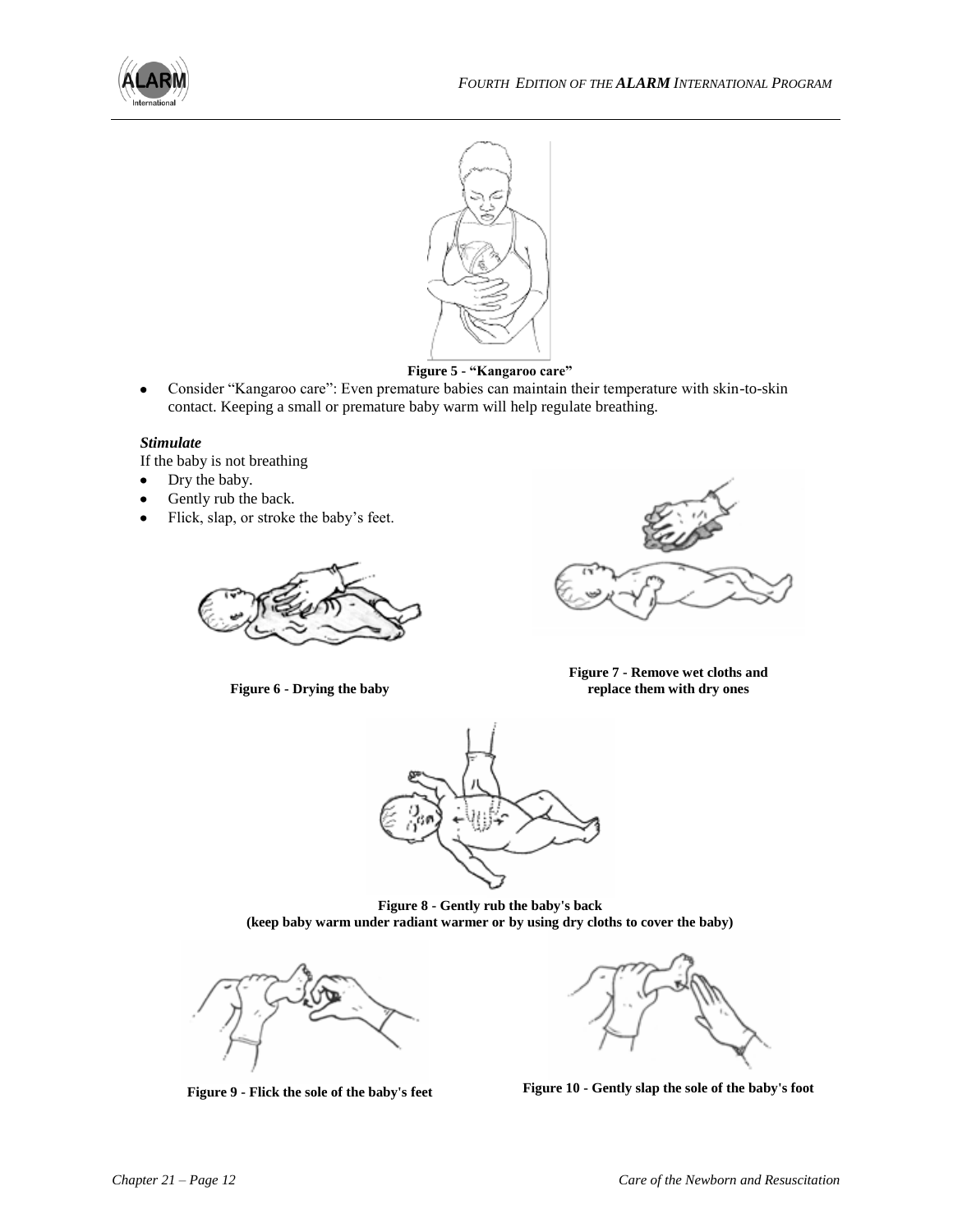Figure 5 - "Kangaroo care"

- Consider "Kangaroo care": Even premature babies can maintain their temperature with skin-to-skin contact. Keeping a small or premature baby warm will help regulate breathing.

***Stimulate***

If the baby is not breathing

- Dry the baby.
- Gently rub the back.
- Flick, slap, or stroke the baby's feet.

Figure 6 - Drying the baby

Figure 7 - Remove wet cloths and replace them with dry ones

Figure 8 - Gently rub the baby's back
(keep baby warm under radiant warmer or by using dry cloths to cover the baby)

Figure 9 - Flick the sole of the baby's feet

Figure 10 - Gently slap the sole of the baby's foot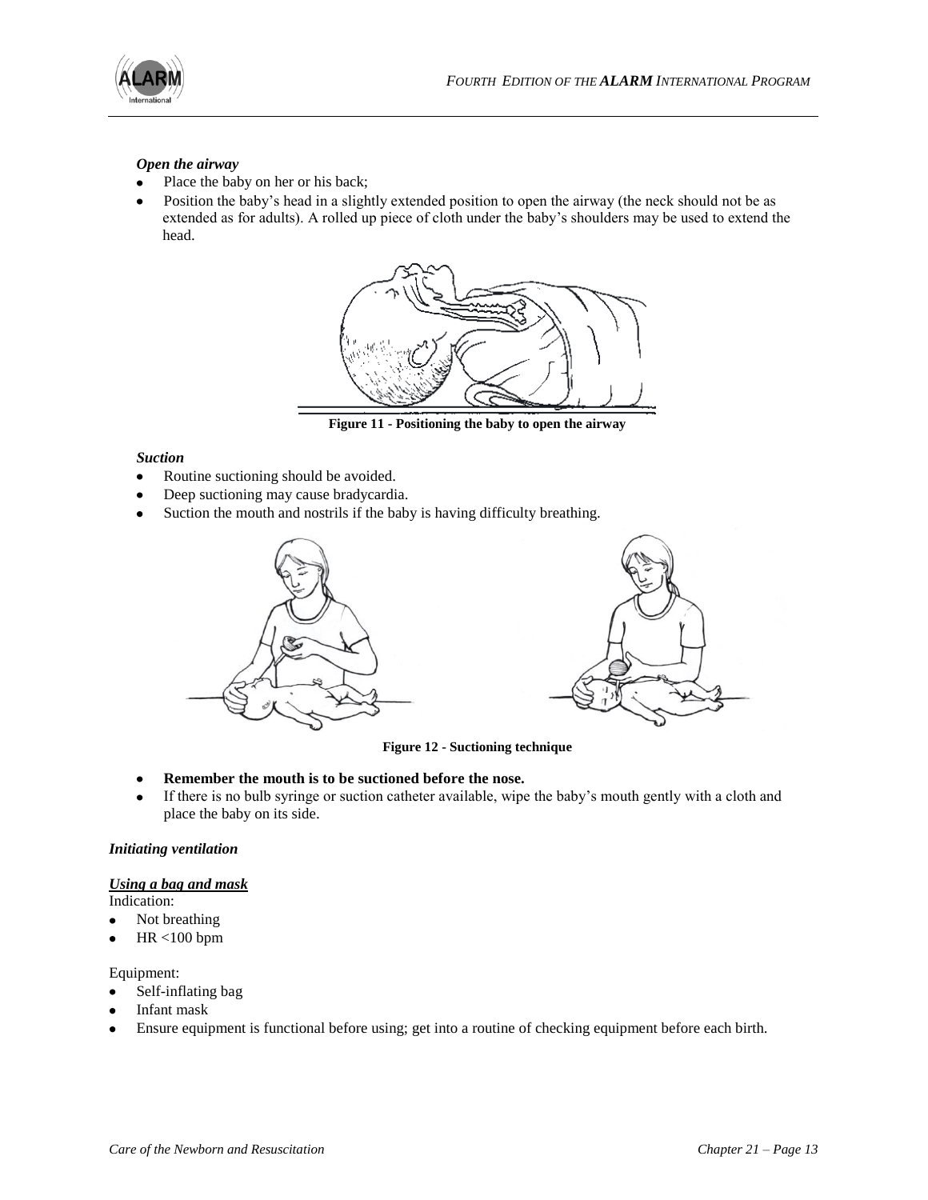***Open the airway***

- Place the baby on her or his back;
- Position the baby's head in a slightly extended position to open the airway (the neck should not be as extended as for adults). A rolled up piece of cloth under the baby's shoulders may be used to extend the head.

**Figure 11 - Positioning the baby to open the airway**

***Suction***

- Routine suctioning should be avoided.
- Deep suctioning may cause bradycardia.
- Suction the mouth and nostrils if the baby is having difficulty breathing.

**Figure 12 - Suctioning technique**

- **Remember the mouth is to be suctioned before the nose.**
- If there is no bulb syringe or suction catheter available, wipe the baby's mouth gently with a cloth and place the baby on its side.

***Initiating ventilation***

***Using a bag and mask***

Indication:

- Not breathing
- HR <100 bpm

Equipment:

- Self-inflating bag
- Infant mask
- Ensure equipment is functional before using; get into a routine of checking equipment before each birth.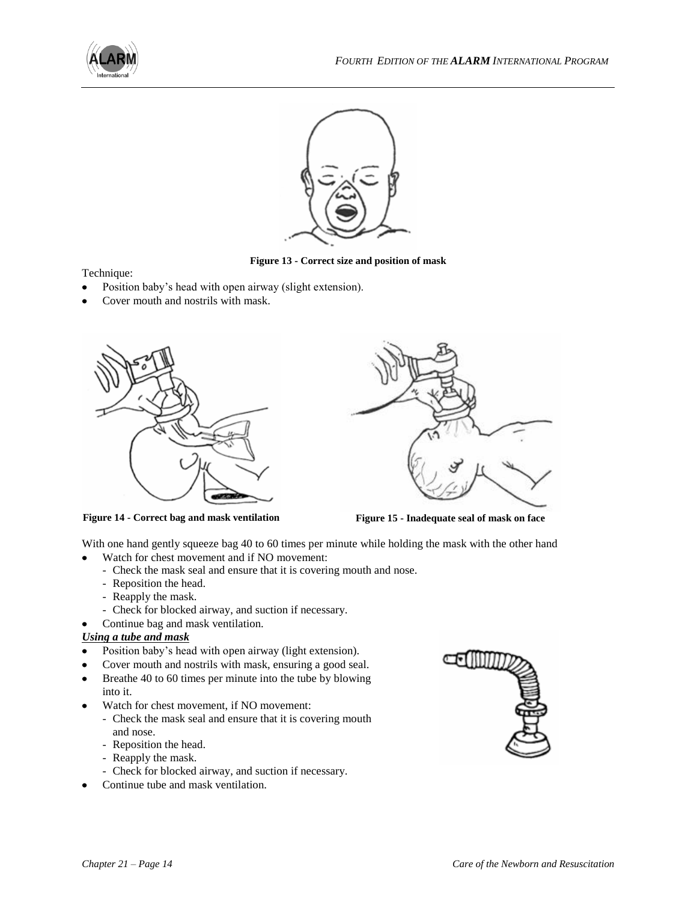Figure 13 - Correct size and position of mask

Technique:

- Position baby's head with open airway (slight extension).
- Cover mouth and nostrils with mask.

Figure 14 - Correct bag and mask ventilation

Figure 15 - Inadequate seal of mask on face

With one hand gently squeeze bag 40 to 60 times per minute while holding the mask with the other hand

- Watch for chest movement and if NO movement:
  - Check the mask seal and ensure that it is covering mouth and nose.
  - Reposition the head.
  - Reapply the mask.
  - Check for blocked airway, and suction if necessary.
- Continue bag and mask ventilation.

***Using a tube and mask***

- Position baby's head with open airway (light extension).
- Cover mouth and nostrils with mask, ensuring a good seal.
- Breathe 40 to 60 times per minute into the tube by blowing into it.
- Watch for chest movement, if NO movement:
  - Check the mask seal and ensure that it is covering mouth and nose.
  - Reposition the head.
  - Reapply the mask.
  - Check for blocked airway, and suction if necessary.
- Continue tube and mask ventilation.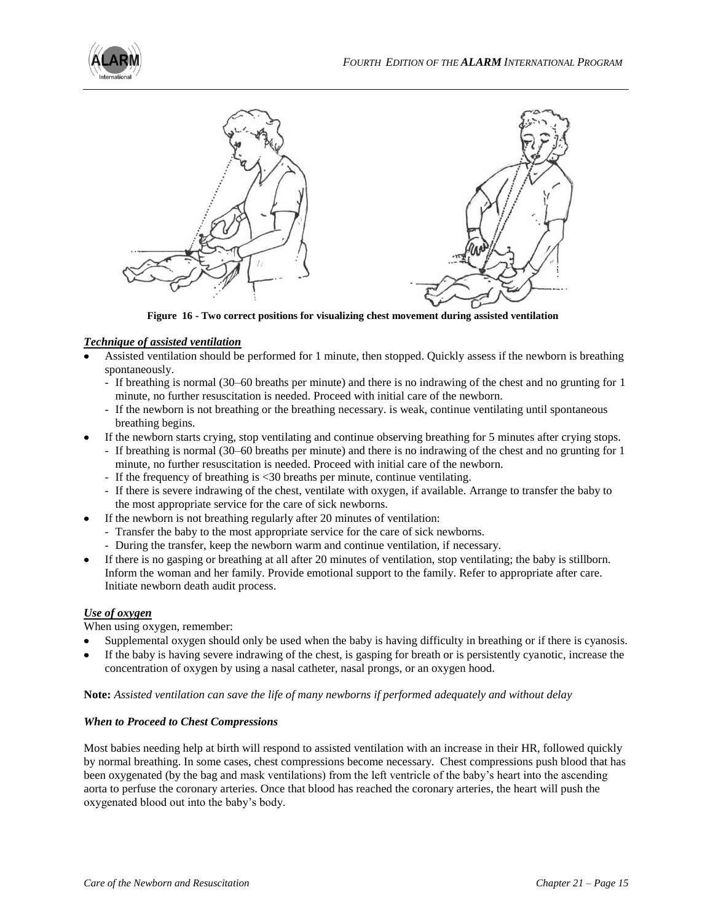Figure 16 - Two correct positions for visualizing chest movement during assisted ventilation

***Technique of assisted ventilation***

- Assisted ventilation should be performed for 1 minute, then stopped. Quickly assess if the newborn is breathing spontaneously.
  - If breathing is normal (30–60 breaths per minute) and there is no indrawing of the chest and no grunting for 1 minute, no further resuscitation is needed. Proceed with initial care of the newborn.
  - If the newborn is not breathing or the breathing necessary. is weak, continue ventilating until spontaneous breathing begins.
- If the newborn starts crying, stop ventilating and continue observing breathing for 5 minutes after crying stops.
  - If breathing is normal (30–60 breaths per minute) and there is no indrawing of the chest and no grunting for 1 minute, no further resuscitation is needed. Proceed with initial care of the newborn.
  - If the frequency of breathing is <30 breaths per minute, continue ventilating.
  - If there is severe indrawing of the chest, ventilate with oxygen, if available. Arrange to transfer the baby to the most appropriate service for the care of sick newborns.
- If the newborn is not breathing regularly after 20 minutes of ventilation:
  - Transfer the baby to the most appropriate service for the care of sick newborns.
  - During the transfer, keep the newborn warm and continue ventilation, if necessary.
- If there is no gasping or breathing at all after 20 minutes of ventilation, stop ventilating; the baby is stillborn. Inform the woman and her family. Provide emotional support to the family. Refer to appropriate after care. Initiate newborn death audit process.

***Use of oxygen***

When using oxygen, remember:

- Supplemental oxygen should only be used when the baby is having difficulty in breathing or if there is cyanosis.
- If the baby is having severe indrawing of the chest, is gasping for breath or is persistently cyanotic, increase the concentration of oxygen by using a nasal catheter, nasal prongs, or an oxygen hood.

**Note:** *Assisted ventilation can save the life of many newborns if performed adequately and without delay*

***When to Proceed to Chest Compressions***

Most babies needing help at birth will respond to assisted ventilation with an increase in their HR, followed quickly by normal breathing. In some cases, chest compressions become necessary. Chest compressions push blood that has been oxygenated (by the bag and mask ventilations) from the left ventricle of the baby's heart into the ascending aorta to perfuse the coronary arteries. Once that blood has reached the coronary arteries, the heart will push the oxygenated blood out into the baby's body.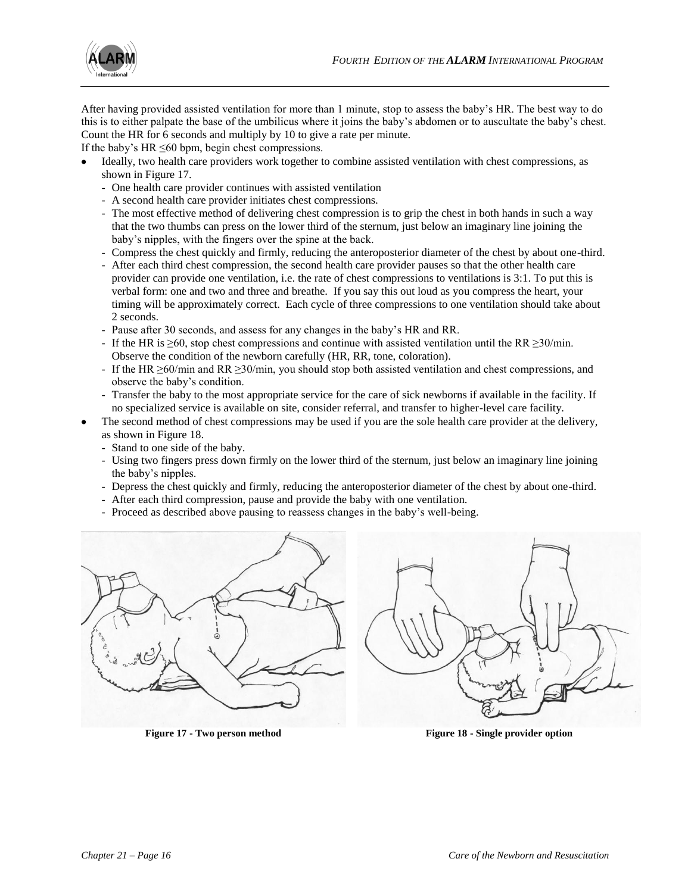After having provided assisted ventilation for more than 1 minute, stop to assess the baby's HR. The best way to do this is to either palpate the base of the umbilicus where it joins the baby's abdomen or to auscultate the baby's chest. Count the HR for 6 seconds and multiply by 10 to give a rate per minute.

If the baby's HR ≤60 bpm, begin chest compressions.

- Ideally, two health care providers work together to combine assisted ventilation with chest compressions, as shown in Figure 17.
  - One health care provider continues with assisted ventilation
  - A second health care provider initiates chest compressions.
  - The most effective method of delivering chest compression is to grip the chest in both hands in such a way that the two thumbs can press on the lower third of the sternum, just below an imaginary line joining the baby's nipples, with the fingers over the spine at the back.
  - Compress the chest quickly and firmly, reducing the anteroposterior diameter of the chest by about one-third.
  - After each third chest compression, the second health care provider pauses so that the other health care provider can provide one ventilation, i.e. the rate of chest compressions to ventilations is 3:1. To put this is verbal form: one and two and three and breathe. If you say this out loud as you compress the heart, your timing will be approximately correct. Each cycle of three compressions to one ventilation should take about 2 seconds.
  - Pause after 30 seconds, and assess for any changes in the baby's HR and RR.
  - If the HR is ≥60, stop chest compressions and continue with assisted ventilation until the RR ≥30/min. Observe the condition of the newborn carefully (HR, RR, tone, coloration).
  - If the HR ≥60/min and RR ≥30/min, you should stop both assisted ventilation and chest compressions, and observe the baby's condition.
  - Transfer the baby to the most appropriate service for the care of sick newborns if available in the facility. If no specialized service is available on site, consider referral, and transfer to higher-level care facility.
- The second method of chest compressions may be used if you are the sole health care provider at the delivery, as shown in Figure 18.
  - Stand to one side of the baby.
  - Using two fingers press down firmly on the lower third of the sternum, just below an imaginary line joining the baby's nipples.
  - Depress the chest quickly and firmly, reducing the anteroposterior diameter of the chest by about one-third.
  - After each third compression, pause and provide the baby with one ventilation.
  - Proceed as described above pausing to reassess changes in the baby's well-being.

**Figure 17 - Two person method**

**Figure 18 - Single provider option**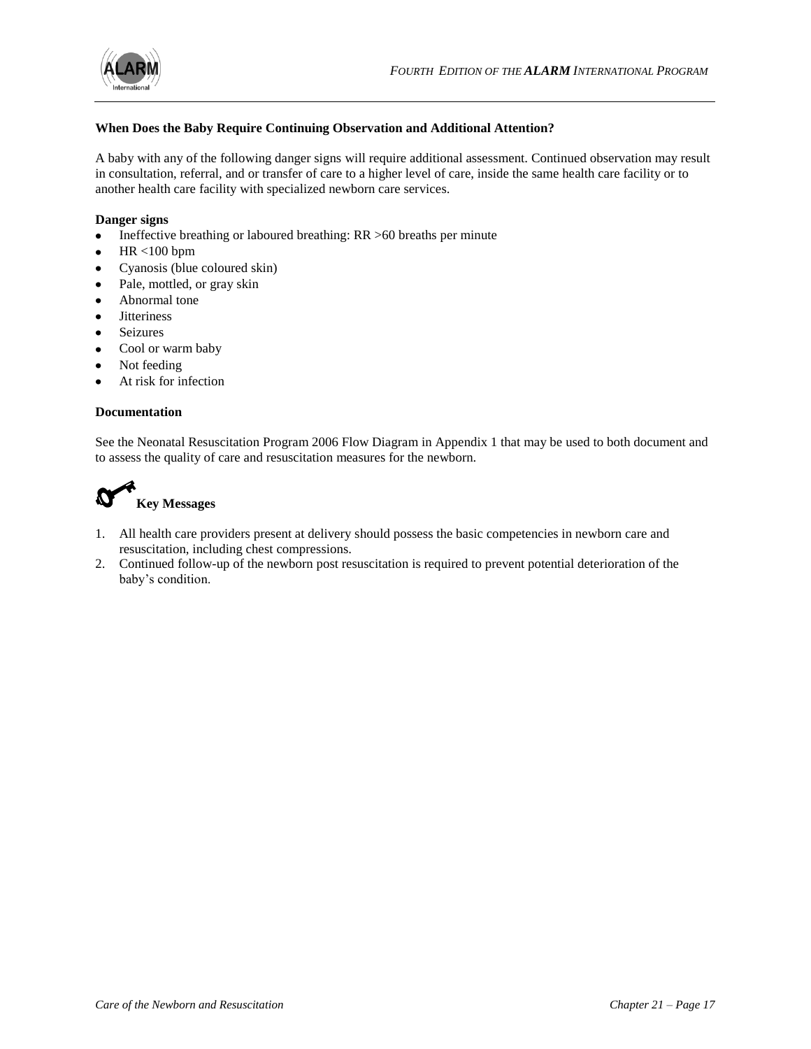### When Does the Baby Require Continuing Observation and Additional Attention?

A baby with any of the following danger signs will require additional assessment. Continued observation may result in consultation, referral, and or transfer of care to a higher level of care, inside the same health care facility or to another health care facility with specialized newborn care services.

#### Danger signs

- Ineffective breathing or laboured breathing: RR >60 breaths per minute
- HR <100 bpm
- Cyanosis (blue coloured skin)
- Pale, mottled, or gray skin
- Abnormal tone
- Jitteriness
- Seizures
- Cool or warm baby
- Not feeding
- At risk for infection

#### Documentation

See the Neonatal Resuscitation Program 2006 Flow Diagram in Appendix 1 that may be used to both document and to assess the quality of care and resuscitation measures for the newborn.

### Key Messages

1. All health care providers present at delivery should possess the basic competencies in newborn care and resuscitation, including chest compressions.
2. Continued follow-up of the newborn post resuscitation is required to prevent potential deterioration of the baby's condition.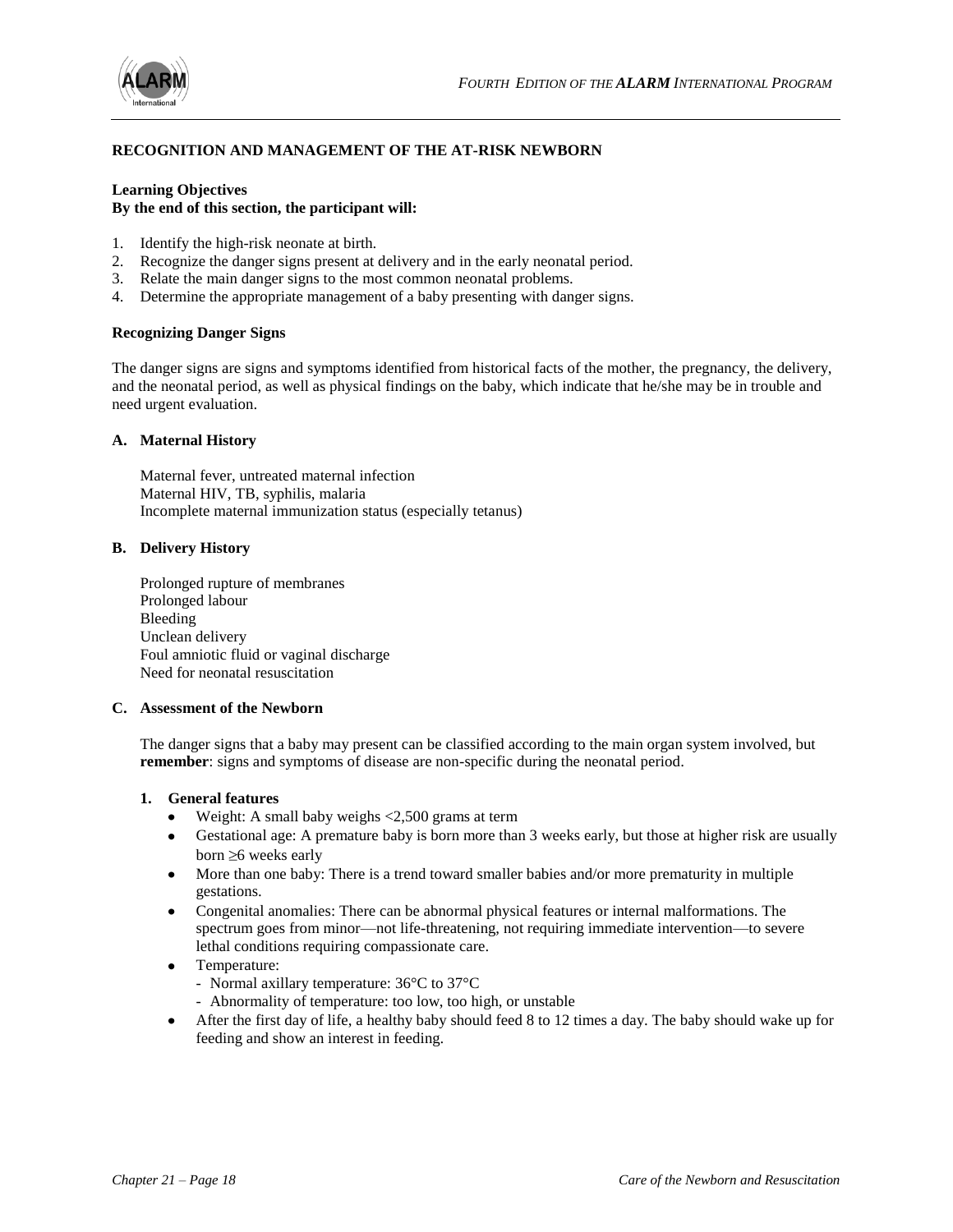## RECOGNITION AND MANAGEMENT OF THE AT-RISK NEWBORN

**Learning Objectives**
**By the end of this section, the participant will:**

1. Identify the high-risk neonate at birth.
2. Recognize the danger signs present at delivery and in the early neonatal period.
3. Relate the main danger signs to the most common neonatal problems.
4. Determine the appropriate management of a baby presenting with danger signs.

### Recognizing Danger Signs

The danger signs are signs and symptoms identified from historical facts of the mother, the pregnancy, the delivery, and the neonatal period, as well as physical findings on the baby, which indicate that he/she may be in trouble and need urgent evaluation.

#### A. Maternal History

Maternal fever, untreated maternal infection
Maternal HIV, TB, syphilis, malaria
Incomplete maternal immunization status (especially tetanus)

#### B. Delivery History

Prolonged rupture of membranes
Prolonged labour
Bleeding
Unclean delivery
Foul amniotic fluid or vaginal discharge
Need for neonatal resuscitation

#### C. Assessment of the Newborn

The danger signs that a baby may present can be classified according to the main organ system involved, but **remember**: signs and symptoms of disease are non-specific during the neonatal period.

**1. General features**

- Weight: A small baby weighs <2,500 grams at term
- Gestational age: A premature baby is born more than 3 weeks early, but those at higher risk are usually born ≥6 weeks early
- More than one baby: There is a trend toward smaller babies and/or more prematurity in multiple gestations.
- Congenital anomalies: There can be abnormal physical features or internal malformations. The spectrum goes from minor—not life-threatening, not requiring immediate intervention—to severe lethal conditions requiring compassionate care.
- Temperature:
  - Normal axillary temperature: 36°C to 37°C
  - Abnormality of temperature: too low, too high, or unstable
- After the first day of life, a healthy baby should feed 8 to 12 times a day. The baby should wake up for feeding and show an interest in feeding.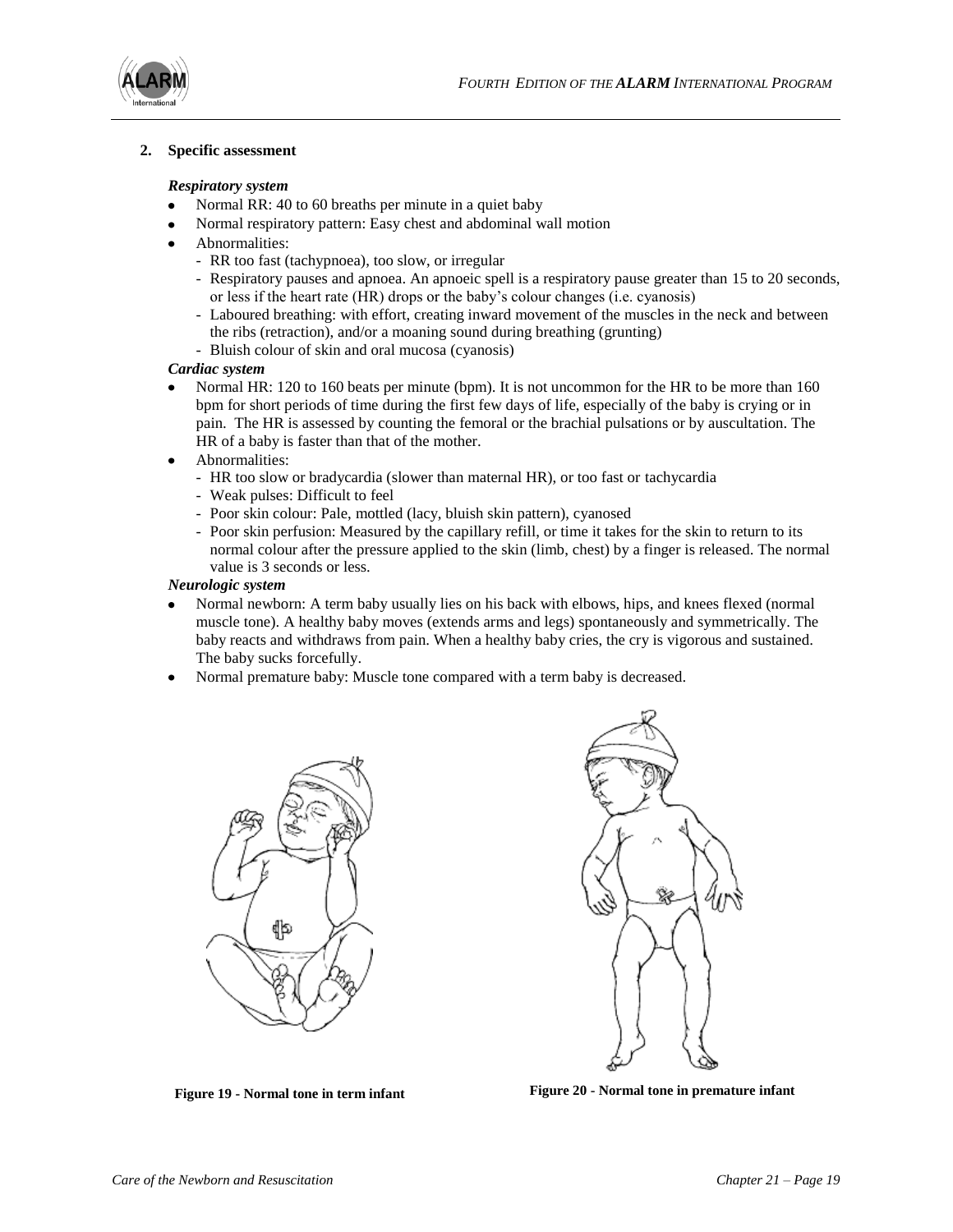## 2. Specific assessment

***Respiratory system***

- Normal RR: 40 to 60 breaths per minute in a quiet baby
- Normal respiratory pattern: Easy chest and abdominal wall motion
- Abnormalities:
  - RR too fast (tachypnoea), too slow, or irregular
  - Respiratory pauses and apnoea. An apnoeic spell is a respiratory pause greater than 15 to 20 seconds, or less if the heart rate (HR) drops or the baby's colour changes (i.e. cyanosis)
  - Laboured breathing: with effort, creating inward movement of the muscles in the neck and between the ribs (retraction), and/or a moaning sound during breathing (grunting)
  - Bluish colour of skin and oral mucosa (cyanosis)

***Cardiac system***

- Normal HR: 120 to 160 beats per minute (bpm). It is not uncommon for the HR to be more than 160 bpm for short periods of time during the first few days of life, especially of the baby is crying or in pain. The HR is assessed by counting the femoral or the brachial pulsations or by auscultation. The HR of a baby is faster than that of the mother.
- Abnormalities:
  - HR too slow or bradycardia (slower than maternal HR), or too fast or tachycardia
  - Weak pulses: Difficult to feel
  - Poor skin colour: Pale, mottled (lacy, bluish skin pattern), cyanosed
  - Poor skin perfusion: Measured by the capillary refill, or time it takes for the skin to return to its normal colour after the pressure applied to the skin (limb, chest) by a finger is released. The normal value is 3 seconds or less.

***Neurologic system***

- Normal newborn: A term baby usually lies on his back with elbows, hips, and knees flexed (normal muscle tone). A healthy baby moves (extends arms and legs) spontaneously and symmetrically. The baby reacts and withdraws from pain. When a healthy baby cries, the cry is vigorous and sustained. The baby sucks forcefully.
- Normal premature baby: Muscle tone compared with a term baby is decreased.

**Figure 19 - Normal tone in term infant**

**Figure 20 - Normal tone in premature infant**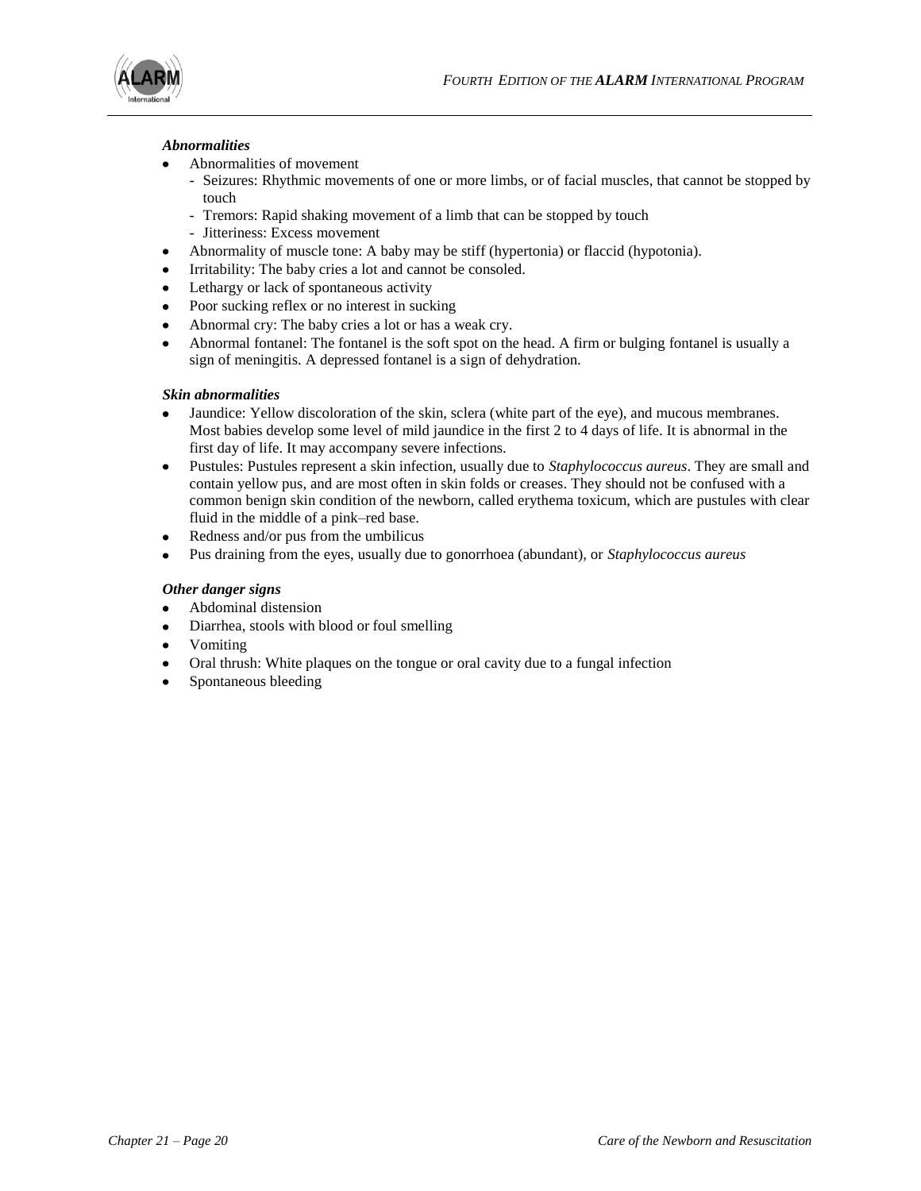***Abnormalities***

- Abnormalities of movement
  - Seizures: Rhythmic movements of one or more limbs, or of facial muscles, that cannot be stopped by touch
  - Tremors: Rapid shaking movement of a limb that can be stopped by touch
  - Jitteriness: Excess movement
- Abnormality of muscle tone: A baby may be stiff (hypertonia) or flaccid (hypotonia).
- Irritability: The baby cries a lot and cannot be consoled.
- Lethargy or lack of spontaneous activity
- Poor sucking reflex or no interest in sucking
- Abnormal cry: The baby cries a lot or has a weak cry.
- Abnormal fontanel: The fontanel is the soft spot on the head. A firm or bulging fontanel is usually a sign of meningitis. A depressed fontanel is a sign of dehydration.

***Skin abnormalities***

- Jaundice: Yellow discoloration of the skin, sclera (white part of the eye), and mucous membranes. Most babies develop some level of mild jaundice in the first 2 to 4 days of life. It is abnormal in the first day of life. It may accompany severe infections.
- Pustules: Pustules represent a skin infection, usually due to *Staphylococcus aureus*. They are small and contain yellow pus, and are most often in skin folds or creases. They should not be confused with a common benign skin condition of the newborn, called erythema toxicum, which are pustules with clear fluid in the middle of a pink–red base.
- Redness and/or pus from the umbilicus
- Pus draining from the eyes, usually due to gonorrhoea (abundant), or *Staphylococcus aureus*

***Other danger signs***

- Abdominal distension
- Diarrhea, stools with blood or foul smelling
- Vomiting
- Oral thrush: White plaques on the tongue or oral cavity due to a fungal infection
- Spontaneous bleeding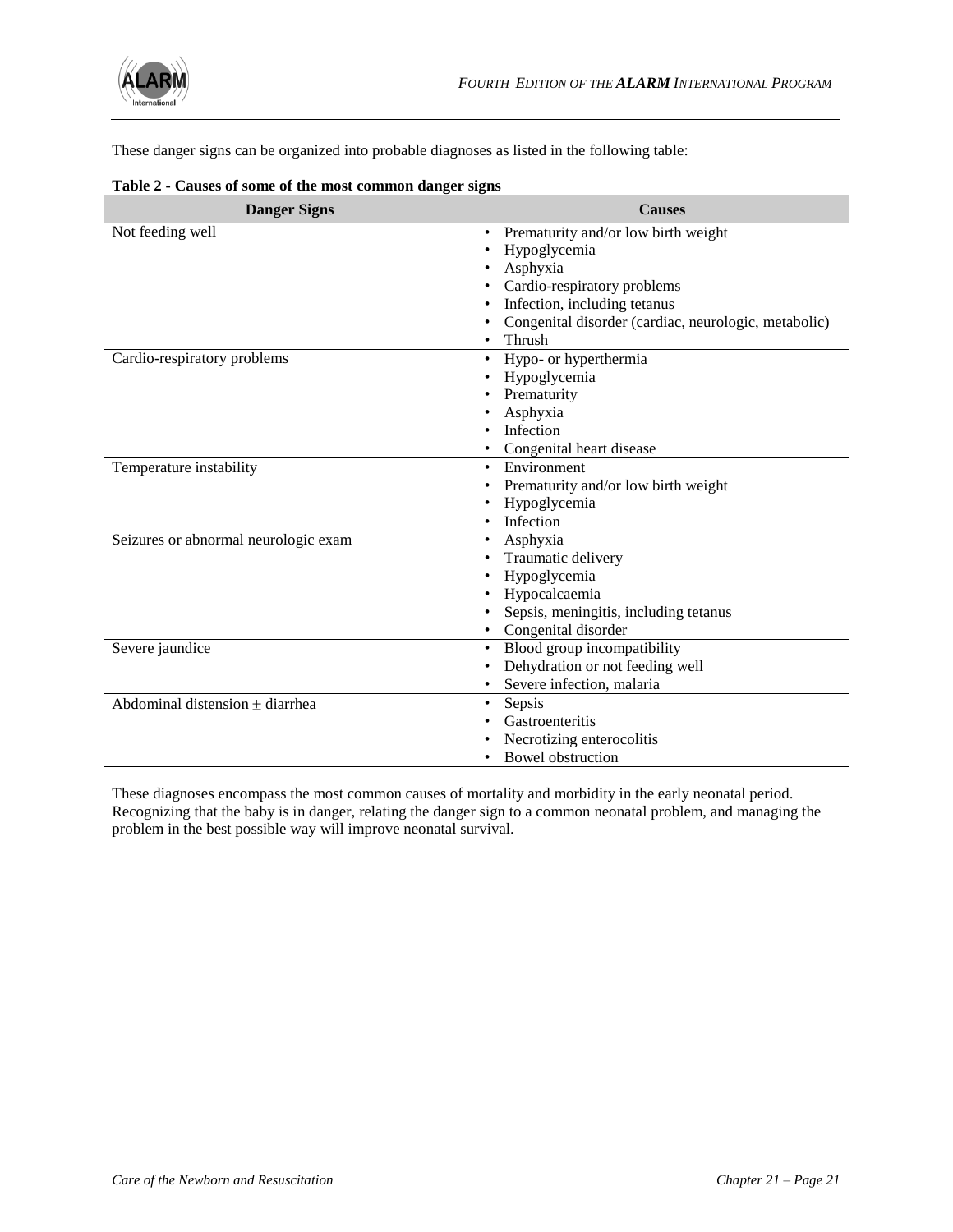These danger signs can be organized into probable diagnoses as listed in the following table:

**Table 2 - Causes of some of the most common danger signs**

| Danger Signs | Causes |
|---|---|
| Not feeding well | • Prematurity and/or low birth weight<br>• Hypoglycemia<br>• Asphyxia<br>• Cardio-respiratory problems<br>• Infection, including tetanus<br>• Congenital disorder (cardiac, neurologic, metabolic)<br>• Thrush |
| Cardio-respiratory problems | • Hypo- or hyperthermia<br>• Hypoglycemia<br>• Prematurity<br>• Asphyxia<br>• Infection<br>• Congenital heart disease |
| Temperature instability | • Environment<br>• Prematurity and/or low birth weight<br>• Hypoglycemia<br>• Infection |
| Seizures or abnormal neurologic exam | • Asphyxia<br>• Traumatic delivery<br>• Hypoglycemia<br>• Hypocalcaemia<br>• Sepsis, meningitis, including tetanus<br>• Congenital disorder |
| Severe jaundice | • Blood group incompatibility<br>• Dehydration or not feeding well<br>• Severe infection, malaria |
| Abdominal distension $\pm$ diarrhea | • Sepsis<br>• Gastroenteritis<br>• Necrotizing enterocolitis<br>• Bowel obstruction |

These diagnoses encompass the most common causes of mortality and morbidity in the early neonatal period. Recognizing that the baby is in danger, relating the danger sign to a common neonatal problem, and managing the problem in the best possible way will improve neonatal survival.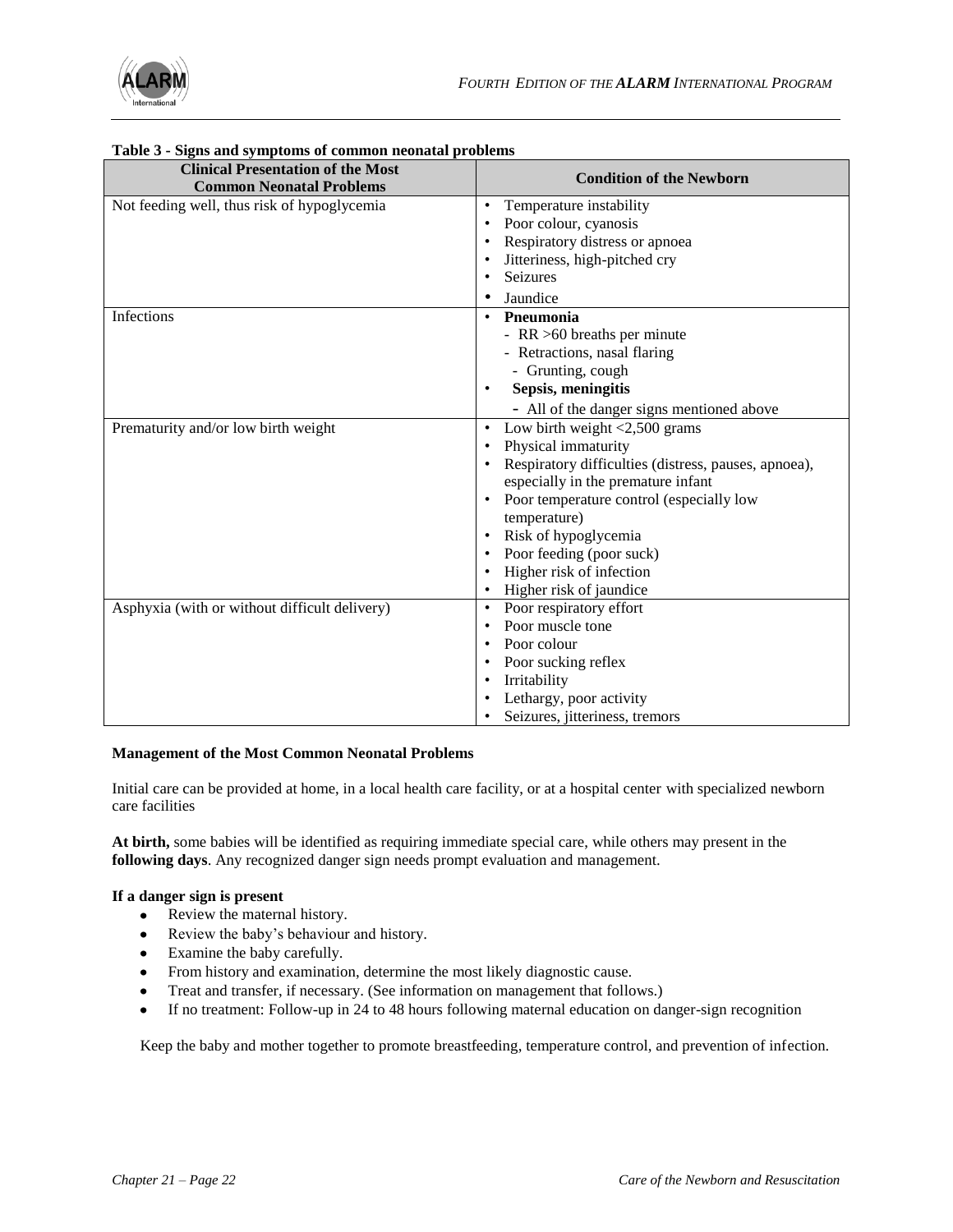**Table 3 - Signs and symptoms of common neonatal problems**

| Clinical Presentation of the Most Common Neonatal Problems | Condition of the Newborn |
|---|---|
| Not feeding well, thus risk of hypoglycemia | • Temperature instability<br>• Poor colour, cyanosis<br>• Respiratory distress or apnoea<br>• Jitteriness, high-pitched cry<br>• Seizures<br>• Jaundice |
| Infections | • **Pneumonia**<br>- RR >60 breaths per minute<br>- Retractions, nasal flaring<br>- Grunting, cough<br>• **Sepsis, meningitis**<br>- All of the danger signs mentioned above |
| Prematurity and/or low birth weight | • Low birth weight <2,500 grams<br>• Physical immaturity<br>• Respiratory difficulties (distress, pauses, apnoea), especially in the premature infant<br>• Poor temperature control (especially low temperature)<br>• Risk of hypoglycemia<br>• Poor feeding (poor suck)<br>• Higher risk of infection<br>• Higher risk of jaundice |
| Asphyxia (with or without difficult delivery) | • Poor respiratory effort<br>• Poor muscle tone<br>• Poor colour<br>• Poor sucking reflex<br>• Irritability<br>• Lethargy, poor activity<br>• Seizures, jitteriness, tremors |

**Management of the Most Common Neonatal Problems**

Initial care can be provided at home, in a local health care facility, or at a hospital center with specialized newborn care facilities

**At birth,** some babies will be identified as requiring immediate special care, while others may present in the **following days**. Any recognized danger sign needs prompt evaluation and management.

**If a danger sign is present**

- Review the maternal history.
- Review the baby's behaviour and history.
- Examine the baby carefully.
- From history and examination, determine the most likely diagnostic cause.
- Treat and transfer, if necessary. (See information on management that follows.)
- If no treatment: Follow-up in 24 to 48 hours following maternal education on danger-sign recognition

Keep the baby and mother together to promote breastfeeding, temperature control, and prevention of infection.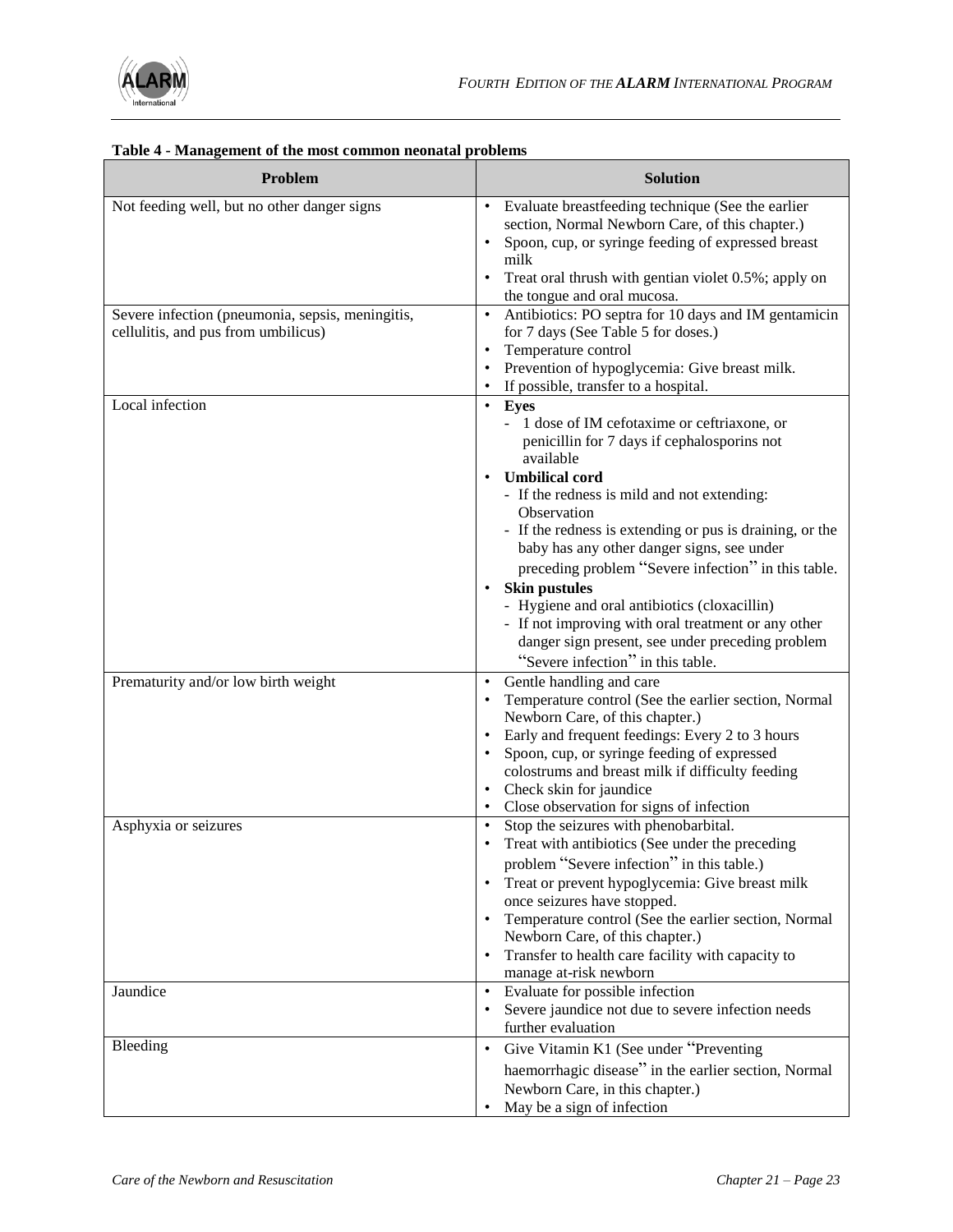**Table 4 - Management of the most common neonatal problems**

| Problem | Solution |
|---|---|
| Not feeding well, but no other danger signs | • Evaluate breastfeeding technique (See the earlier section, Normal Newborn Care, of this chapter.)<br>• Spoon, cup, or syringe feeding of expressed breast milk<br>• Treat oral thrush with gentian violet 0.5%; apply on the tongue and oral mucosa. |
| Severe infection (pneumonia, sepsis, meningitis, cellulitis, and pus from umbilicus) | • Antibiotics: PO septra for 10 days and IM gentamicin for 7 days (See Table 5 for doses.)<br>• Temperature control<br>• Prevention of hypoglycemia: Give breast milk.<br>• If possible, transfer to a hospital. |
| Local infection | • **Eyes**<br>- 1 dose of IM cefotaxime or ceftriaxone, or penicillin for 7 days if cephalosporins not available<br>• **Umbilical cord**<br>- If the redness is mild and not extending: Observation<br>- If the redness is extending or pus is draining, or the baby has any other danger signs, see under preceding problem "Severe infection" in this table.<br>• **Skin pustules**<br>- Hygiene and oral antibiotics (cloxacillin)<br>- If not improving with oral treatment or any other danger sign present, see under preceding problem "Severe infection" in this table. |
| Prematurity and/or low birth weight | • Gentle handling and care<br>• Temperature control (See the earlier section, Normal Newborn Care, of this chapter.)<br>• Early and frequent feedings: Every 2 to 3 hours<br>• Spoon, cup, or syringe feeding of expressed colostrums and breast milk if difficulty feeding<br>• Check skin for jaundice<br>• Close observation for signs of infection |
| Asphyxia or seizures | • Stop the seizures with phenobarbital.<br>• Treat with antibiotics (See under the preceding problem "Severe infection" in this table.)<br>• Treat or prevent hypoglycemia: Give breast milk once seizures have stopped.<br>• Temperature control (See the earlier section, Normal Newborn Care, of this chapter.)<br>• Transfer to health care facility with capacity to manage at-risk newborn |
| Jaundice | • Evaluate for possible infection<br>• Severe jaundice not due to severe infection needs further evaluation |
| Bleeding | • Give Vitamin K1 (See under "Preventing haemorrhagic disease" in the earlier section, Normal Newborn Care, in this chapter.)<br>• May be a sign of infection |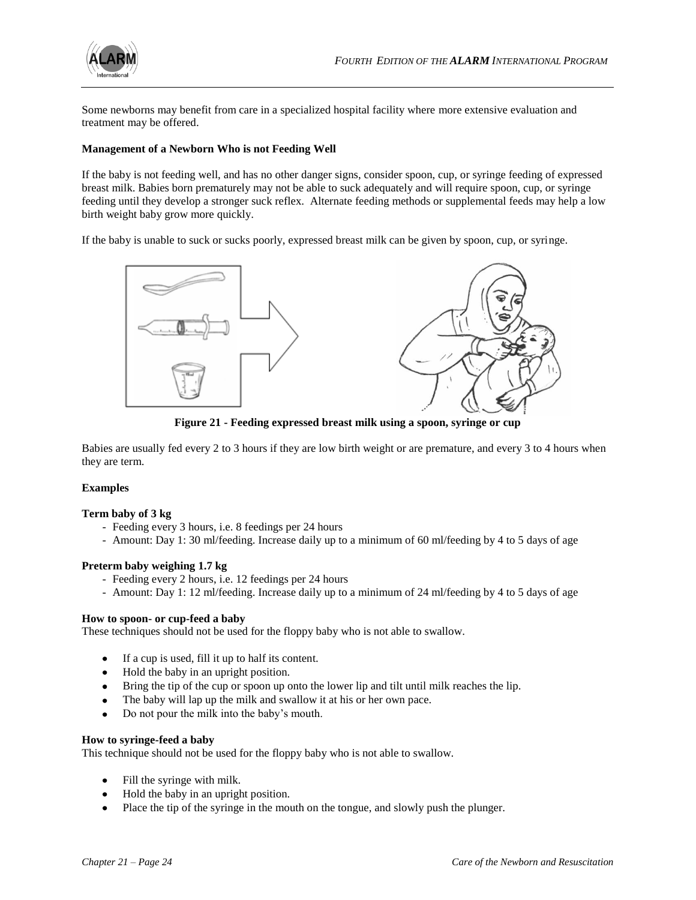Some newborns may benefit from care in a specialized hospital facility where more extensive evaluation and treatment may be offered.

**Management of a Newborn Who is not Feeding Well**

If the baby is not feeding well, and has no other danger signs, consider spoon, cup, or syringe feeding of expressed breast milk. Babies born prematurely may not be able to suck adequately and will require spoon, cup, or syringe feeding until they develop a stronger suck reflex. Alternate feeding methods or supplemental feeds may help a low birth weight baby grow more quickly.

If the baby is unable to suck or sucks poorly, expressed breast milk can be given by spoon, cup, or syringe.

**Figure 21 - Feeding expressed breast milk using a spoon, syringe or cup**

Babies are usually fed every 2 to 3 hours if they are low birth weight or are premature, and every 3 to 4 hours when they are term.

**Examples**

**Term baby of 3 kg**

- Feeding every 3 hours, i.e. 8 feedings per 24 hours
- Amount: Day 1: 30 ml/feeding. Increase daily up to a minimum of 60 ml/feeding by 4 to 5 days of age

**Preterm baby weighing 1.7 kg**

- Feeding every 2 hours, i.e. 12 feedings per 24 hours
- Amount: Day 1: 12 ml/feeding. Increase daily up to a minimum of 24 ml/feeding by 4 to 5 days of age

**How to spoon- or cup-feed a baby**

These techniques should not be used for the floppy baby who is not able to swallow.

- If a cup is used, fill it up to half its content.
- Hold the baby in an upright position.
- Bring the tip of the cup or spoon up onto the lower lip and tilt until milk reaches the lip.
- The baby will lap up the milk and swallow it at his or her own pace.
- Do not pour the milk into the baby's mouth.

**How to syringe-feed a baby**

This technique should not be used for the floppy baby who is not able to swallow.

- Fill the syringe with milk.
- Hold the baby in an upright position.
- Place the tip of the syringe in the mouth on the tongue, and slowly push the plunger.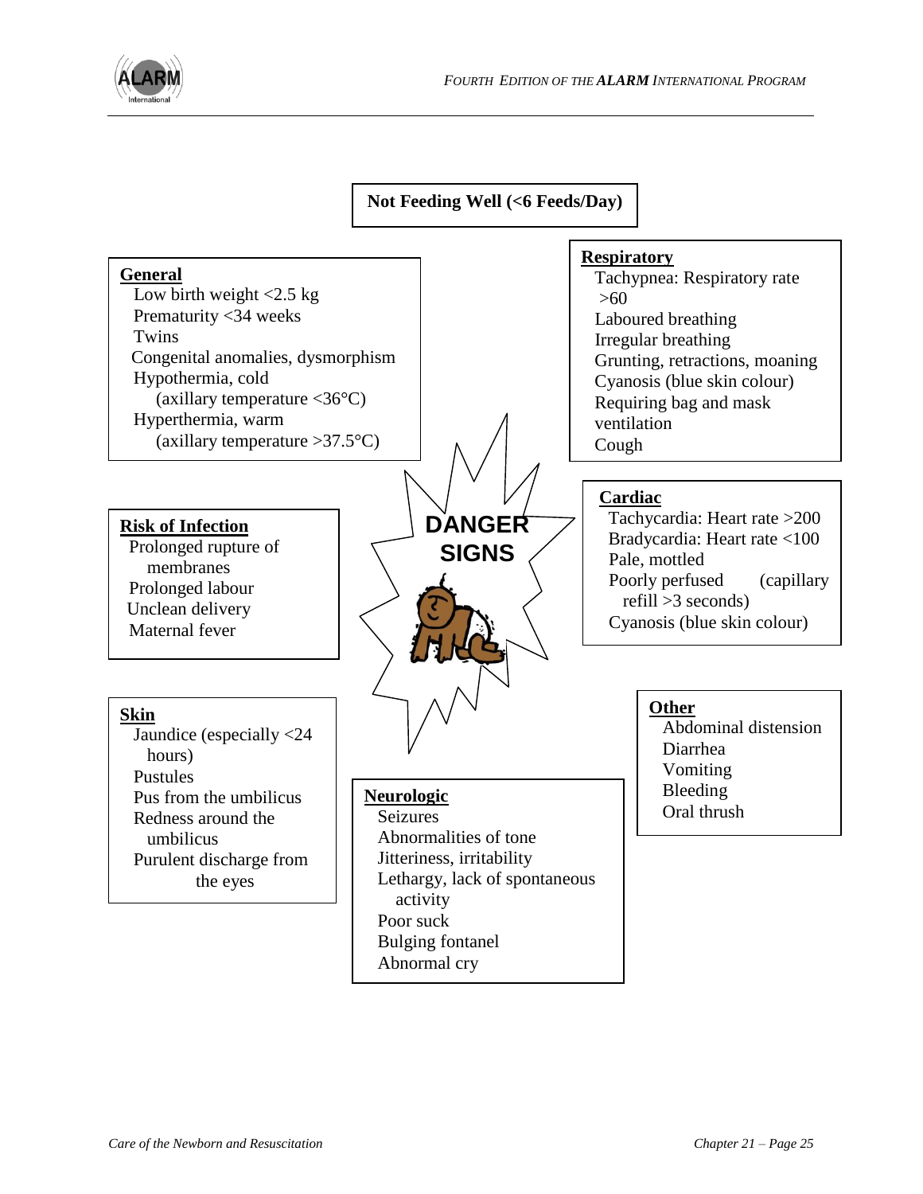**DANGER SIGNS**

**Not Feeding Well (<6 Feeds/Day)**

**General**

- Low birth weight <2.5 kg
- Prematurity <34 weeks
- Twins
- Congenital anomalies, dysmorphism
- Hypothermia, cold (axillary temperature <36°C)
- Hyperthermia, warm (axillary temperature >37.5°C)

**Respiratory**

- Tachypnea: Respiratory rate >60
- Laboured breathing
- Irregular breathing
- Grunting, retractions, moaning
- Cyanosis (blue skin colour)
- Requiring bag and mask ventilation
- Cough

**Risk of Infection**

- Prolonged rupture of membranes
- Prolonged labour
- Unclean delivery
- Maternal fever

**Cardiac**

- Tachycardia: Heart rate >200
- Bradycardia: Heart rate <100
- Pale, mottled
- Poorly perfused (capillary refill >3 seconds)
- Cyanosis (blue skin colour)

**Skin**

- Jaundice (especially <24 hours)
- Pustules
- Pus from the umbilicus
- Redness around the umbilicus
- Purulent discharge from the eyes

**Neurologic**

- Seizures
- Abnormalities of tone
- Jitteriness, irritability
- Lethargy, lack of spontaneous activity
- Poor suck
- Bulging fontanel
- Abnormal cry

**Other**

- Abdominal distension
- Diarrhea
- Vomiting
- Bleeding
- Oral thrush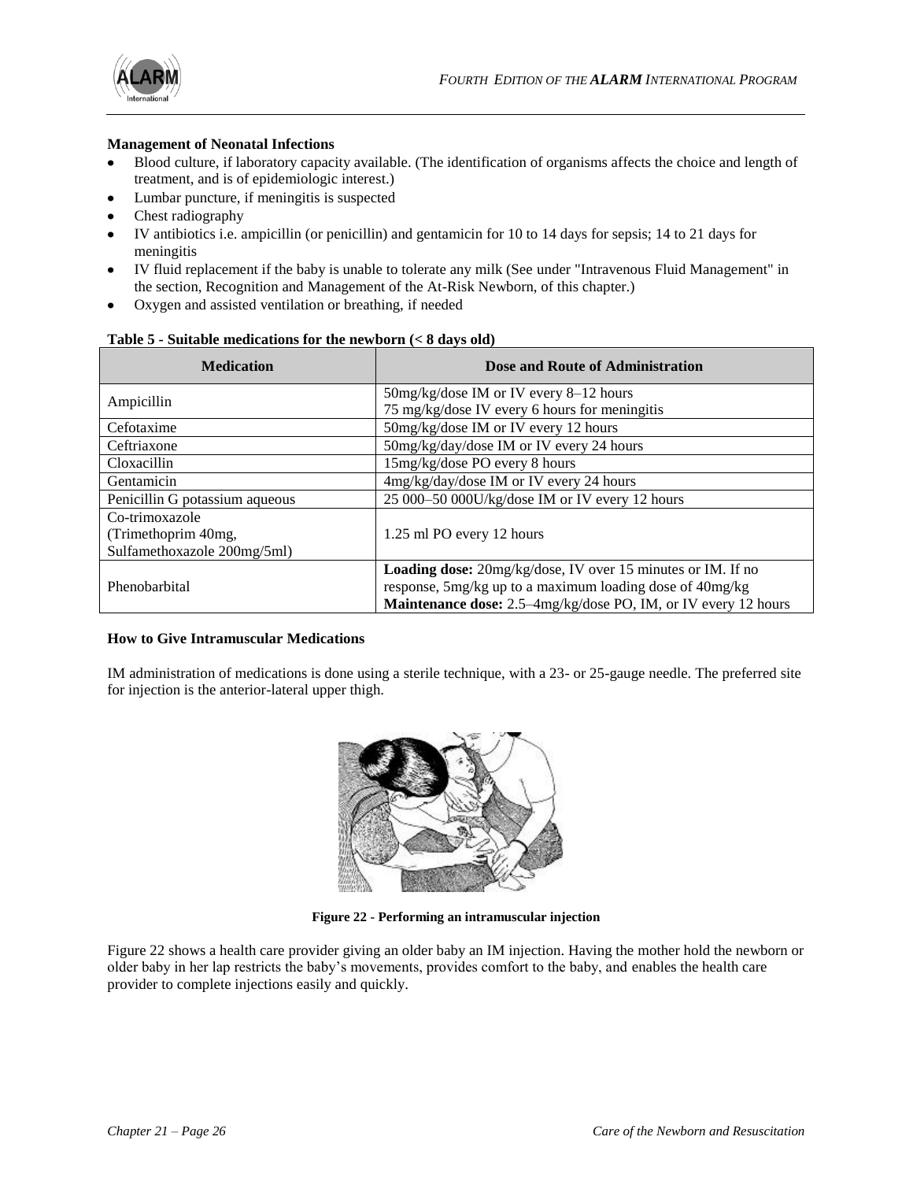**Management of Neonatal Infections**

- Blood culture, if laboratory capacity available. (The identification of organisms affects the choice and length of treatment, and is of epidemiologic interest.)
- Lumbar puncture, if meningitis is suspected
- Chest radiography
- IV antibiotics i.e. ampicillin (or penicillin) and gentamicin for 10 to 14 days for sepsis; 14 to 21 days for meningitis
- IV fluid replacement if the baby is unable to tolerate any milk (See under "Intravenous Fluid Management" in the section, Recognition and Management of the At-Risk Newborn, of this chapter.)
- Oxygen and assisted ventilation or breathing, if needed

**Table 5 - Suitable medications for the newborn (< 8 days old)**

| Medication | Dose and Route of Administration |
|---|---|
| Ampicillin | 50mg/kg/dose IM or IV every 8–12 hours<br>75 mg/kg/dose IV every 6 hours for meningitis |
| Cefotaxime | 50mg/kg/dose IM or IV every 12 hours |
| Ceftriaxone | 50mg/kg/day/dose IM or IV every 24 hours |
| Cloxacillin | 15mg/kg/dose PO every 8 hours |
| Gentamicin | 4mg/kg/day/dose IM or IV every 24 hours |
| Penicillin G potassium aqueous | 25 000–50 000U/kg/dose IM or IV every 12 hours |
| Co-trimoxazole (Trimethoprim 40mg, Sulfamethoxazole 200mg/5ml) | 1.25 ml PO every 12 hours |
| Phenobarbital | **Loading dose:** 20mg/kg/dose, IV over 15 minutes or IM. If no response, 5mg/kg up to a maximum loading dose of 40mg/kg<br>**Maintenance dose:** 2.5–4mg/kg/dose PO, IM, or IV every 12 hours |

**How to Give Intramuscular Medications**

IM administration of medications is done using a sterile technique, with a 23- or 25-gauge needle. The preferred site for injection is the anterior-lateral upper thigh.

**Figure 22 - Performing an intramuscular injection**

Figure 22 shows a health care provider giving an older baby an IM injection. Having the mother hold the newborn or older baby in her lap restricts the baby's movements, provides comfort to the baby, and enables the health care provider to complete injections easily and quickly.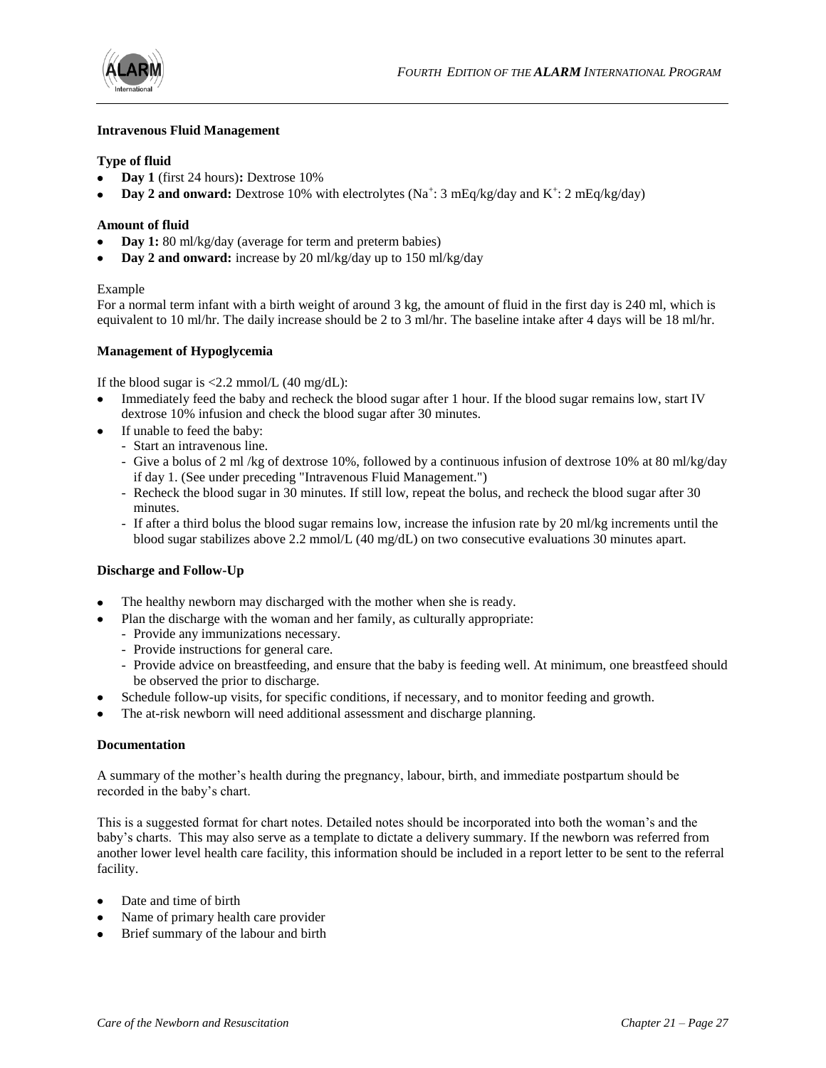### Intravenous Fluid Management

#### Type of fluid

- **Day 1** (first 24 hours)**:** Dextrose 10%
- **Day 2 and onward:** Dextrose 10% with electrolytes ($Na^+$: 3 mEq/kg/day and $K^+$: 2 mEq/kg/day)

#### Amount of fluid

- **Day 1:** 80 ml/kg/day (average for term and preterm babies)
- **Day 2 and onward:** increase by 20 ml/kg/day up to 150 ml/kg/day

Example

For a normal term infant with a birth weight of around 3 kg, the amount of fluid in the first day is 240 ml, which is equivalent to 10 ml/hr. The daily increase should be 2 to 3 ml/hr. The baseline intake after 4 days will be 18 ml/hr.

### Management of Hypoglycemia

If the blood sugar is <2.2 mmol/L (40 mg/dL):

- Immediately feed the baby and recheck the blood sugar after 1 hour. If the blood sugar remains low, start IV dextrose 10% infusion and check the blood sugar after 30 minutes.
- If unable to feed the baby:
  - Start an intravenous line.
  - Give a bolus of 2 ml /kg of dextrose 10%, followed by a continuous infusion of dextrose 10% at 80 ml/kg/day if day 1. (See under preceding "Intravenous Fluid Management.")
  - Recheck the blood sugar in 30 minutes. If still low, repeat the bolus, and recheck the blood sugar after 30 minutes.
  - If after a third bolus the blood sugar remains low, increase the infusion rate by 20 ml/kg increments until the blood sugar stabilizes above 2.2 mmol/L (40 mg/dL) on two consecutive evaluations 30 minutes apart.

### Discharge and Follow-Up

- The healthy newborn may discharged with the mother when she is ready.
- Plan the discharge with the woman and her family, as culturally appropriate:
  - Provide any immunizations necessary.
  - Provide instructions for general care.
  - Provide advice on breastfeeding, and ensure that the baby is feeding well. At minimum, one breastfeed should be observed the prior to discharge.
- Schedule follow-up visits, for specific conditions, if necessary, and to monitor feeding and growth.
- The at-risk newborn will need additional assessment and discharge planning.

### Documentation

A summary of the mother's health during the pregnancy, labour, birth, and immediate postpartum should be recorded in the baby's chart.

This is a suggested format for chart notes. Detailed notes should be incorporated into both the woman's and the baby's charts. This may also serve as a template to dictate a delivery summary. If the newborn was referred from another lower level health care facility, this information should be included in a report letter to be sent to the referral facility.

- Date and time of birth
- Name of primary health care provider
- Brief summary of the labour and birth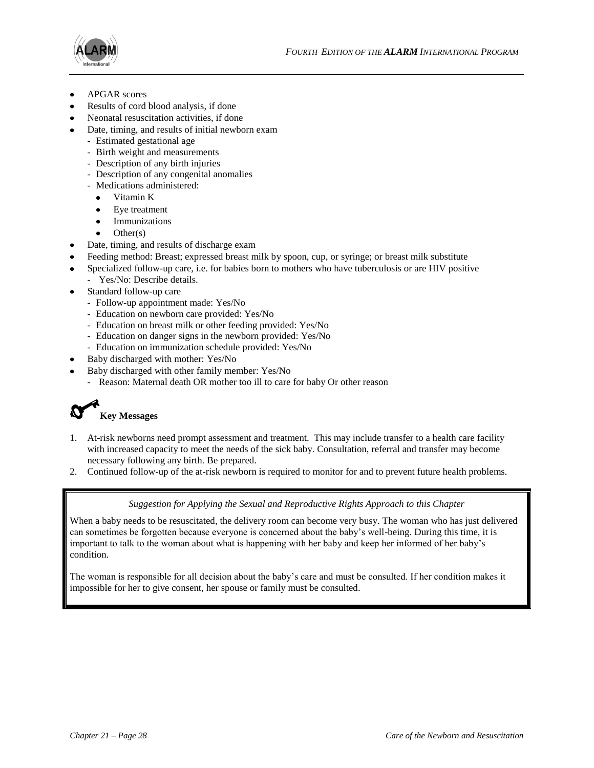- APGAR scores
- Results of cord blood analysis, if done
- Neonatal resuscitation activities, if done
- Date, timing, and results of initial newborn exam
  - Estimated gestational age
  - Birth weight and measurements
  - Description of any birth injuries
  - Description of any congenital anomalies
  - Medications administered:
    - Vitamin K
    - Eye treatment
    - Immunizations
    - Other(s)
- Date, timing, and results of discharge exam
- Feeding method: Breast; expressed breast milk by spoon, cup, or syringe; or breast milk substitute
- Specialized follow-up care, i.e. for babies born to mothers who have tuberculosis or are HIV positive
  - Yes/No: Describe details.
- Standard follow-up care
  - Follow-up appointment made: Yes/No
  - Education on newborn care provided: Yes/No
  - Education on breast milk or other feeding provided: Yes/No
  - Education on danger signs in the newborn provided: Yes/No
  - Education on immunization schedule provided: Yes/No
- Baby discharged with mother: Yes/No
- Baby discharged with other family member: Yes/No
  - Reason: Maternal death OR mother too ill to care for baby Or other reason

## Key Messages

1. At-risk newborns need prompt assessment and treatment. This may include transfer to a health care facility with increased capacity to meet the needs of the sick baby. Consultation, referral and transfer may become necessary following any birth. Be prepared.
2. Continued follow-up of the at-risk newborn is required to monitor for and to prevent future health problems.

*Suggestion for Applying the Sexual and Reproductive Rights Approach to this Chapter*

When a baby needs to be resuscitated, the delivery room can become very busy. The woman who has just delivered can sometimes be forgotten because everyone is concerned about the baby's well-being. During this time, it is important to talk to the woman about what is happening with her baby and keep her informed of her baby's condition.

The woman is responsible for all decision about the baby's care and must be consulted. If her condition makes it impossible for her to give consent, her spouse or family must be consulted.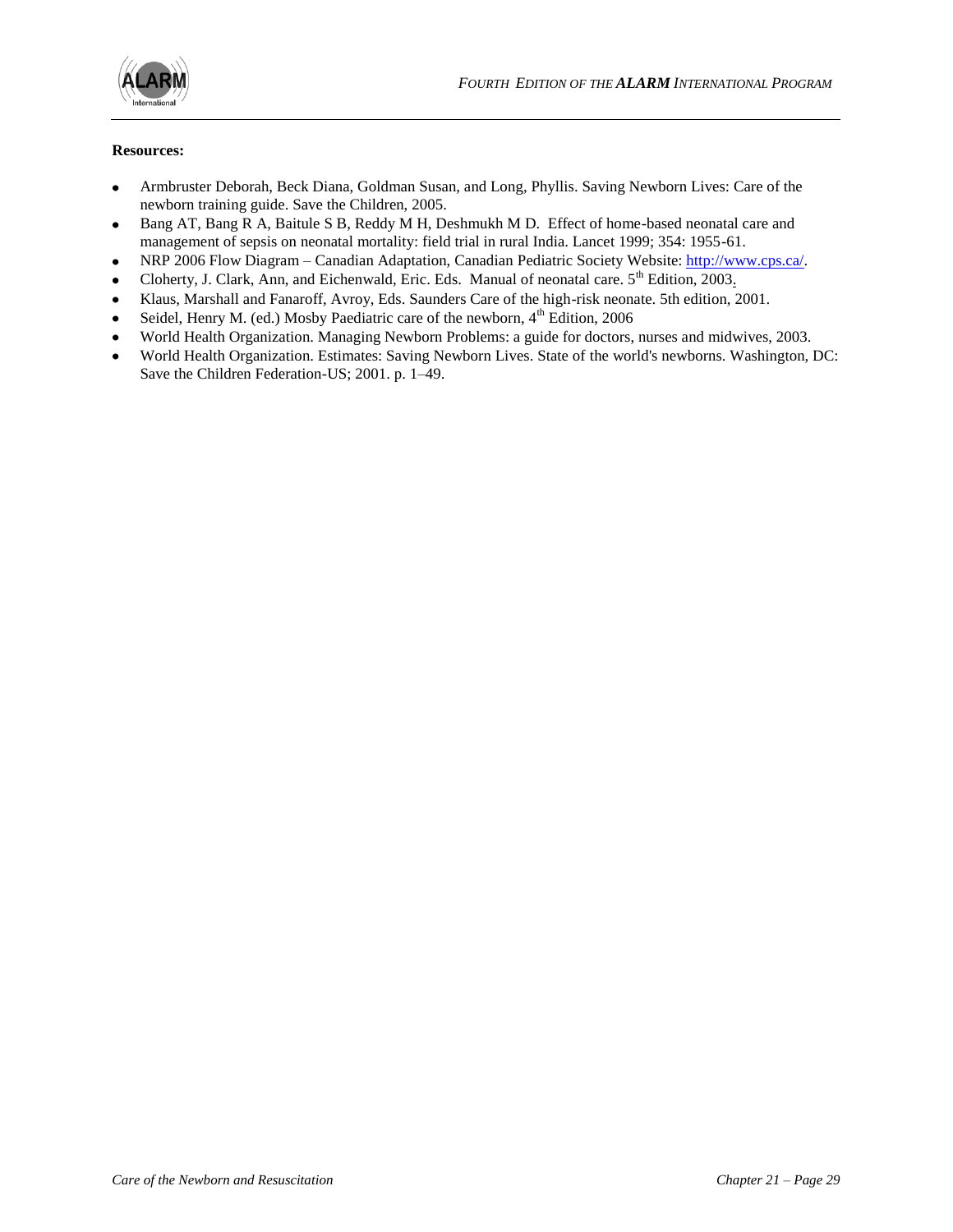**Resources:**

- Armbruster Deborah, Beck Diana, Goldman Susan, and Long, Phyllis. Saving Newborn Lives: Care of the newborn training guide. Save the Children, 2005.
- Bang AT, Bang R A, Baitule S B, Reddy M H, Deshmukh M D. Effect of home-based neonatal care and management of sepsis on neonatal mortality: field trial in rural India. Lancet 1999; 354: 1955-61.
- NRP 2006 Flow Diagram – Canadian Adaptation, Canadian Pediatric Society Website: http://www.cps.ca/.
- Cloherty, J. Clark, Ann, and Eichenwald, Eric. Eds. Manual of neonatal care. 5th Edition, 2003.
- Klaus, Marshall and Fanaroff, Avroy, Eds. Saunders Care of the high-risk neonate. 5th edition, 2001.
- Seidel, Henry M. (ed.) Mosby Paediatric care of the newborn, 4th Edition, 2006
- World Health Organization. Managing Newborn Problems: a guide for doctors, nurses and midwives, 2003.
- World Health Organization. Estimates: Saving Newborn Lives. State of the world's newborns. Washington, DC: Save the Children Federation-US; 2001. p. 1–49.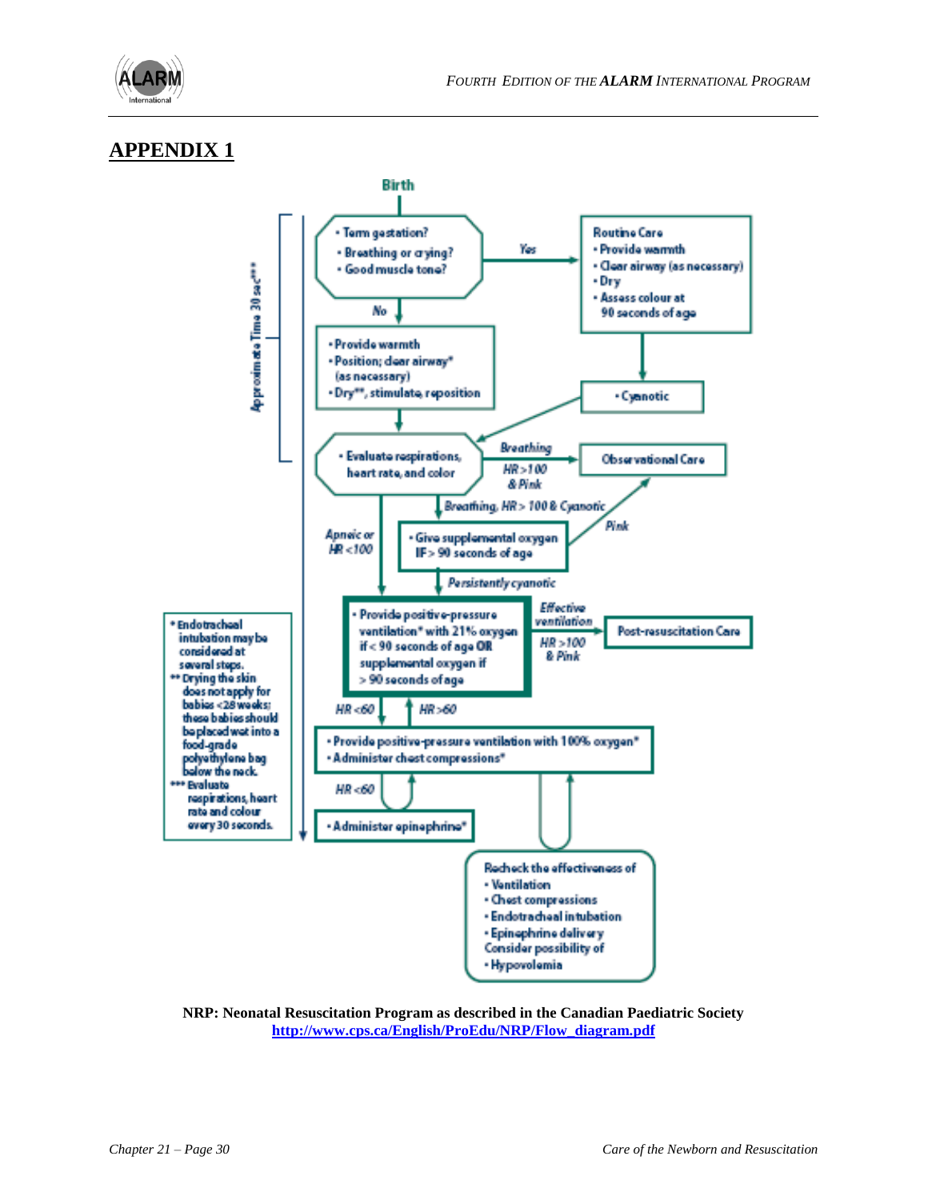## APPENDIX 1

Birth

- Term gestation?
- Breathing or crying?
- Good muscle tone?

Yes

Routine Care
- Provide warmth
- Clear airway (as necessary)
- Dry
- Assess colour at 90 seconds of age

No

- Provide warmth
- Position; clear airway* (as necessary)
- Dry**, stimulate, reposition

- Cyanotic

Approximate Time 30 sec***

- Evaluate respirations, heart rate, and color

Breathing HR > 100 & Pink

Observational Care

Breathing, HR > 100 & Cyanotic

Pink

Apneic or HR < 100

- Give supplemental oxygen IF > 90 seconds of age

Persistently cyanotic

- Provide positive-pressure ventilation* with 21% oxygen if < 90 seconds of age OR supplemental oxygen if > 90 seconds of age

Effective ventilation HR > 100 & Pink

Post-resuscitation Care

HR < 60

HR > 60

- Provide positive-pressure ventilation with 100% oxygen*
- Administer chest compressions*

HR < 60

- Administer epinephrine*

Recheck the effectiveness of
- Ventilation
- Chest compressions
- Endotracheal intubation
- Epinephrine delivery

Consider possibility of
- Hypovolemia

\* Endotracheal intubation may be considered at several steps.
\** Drying the skin does not apply for babies < 28 weeks; these babies should be placed wet into a food-grade polyethylene bag below the neck.
\*** Evaluate respirations, heart rate and colour every 30 seconds.

**NRP: Neonatal Resuscitation Program as described in the Canadian Paediatric Society**
**http://www.cps.ca/English/ProEdu/NRP/Flow_diagram.pdf**